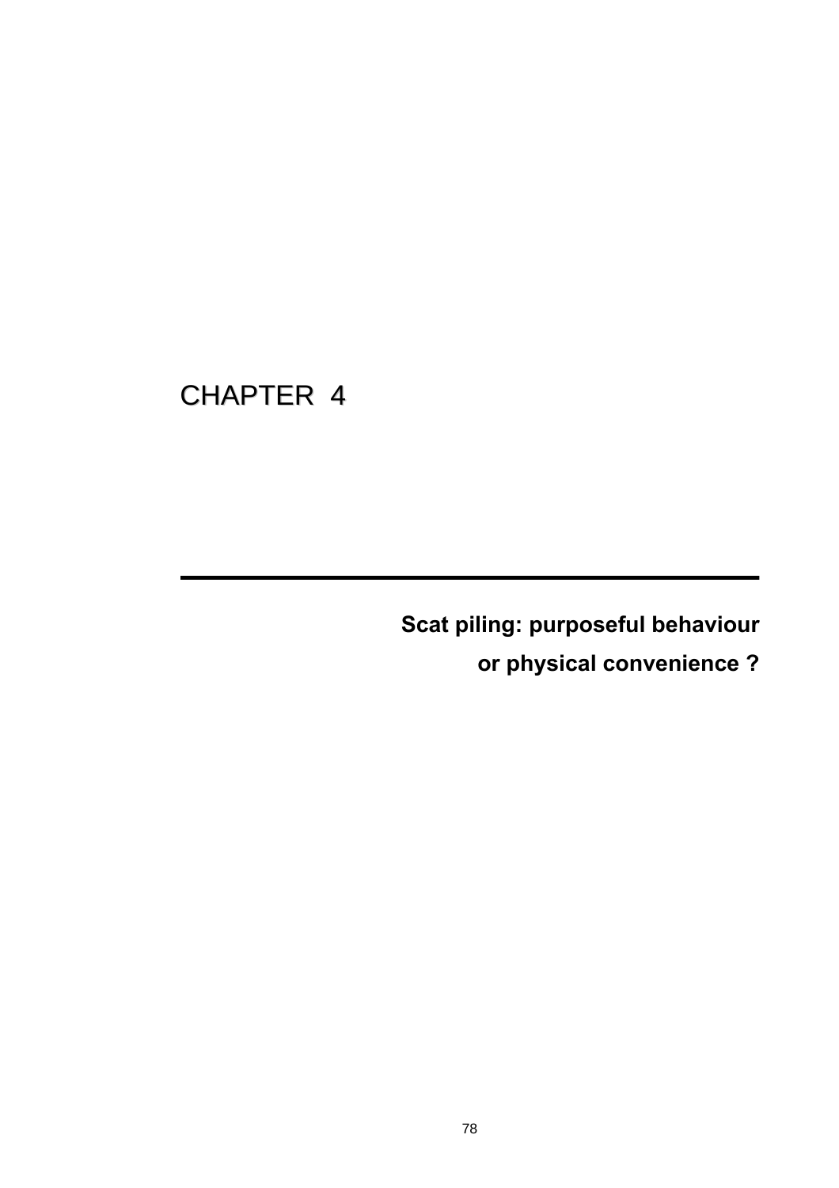# CHAPTER 4

## Scat piling: purposeful behaviour or physical convenience ?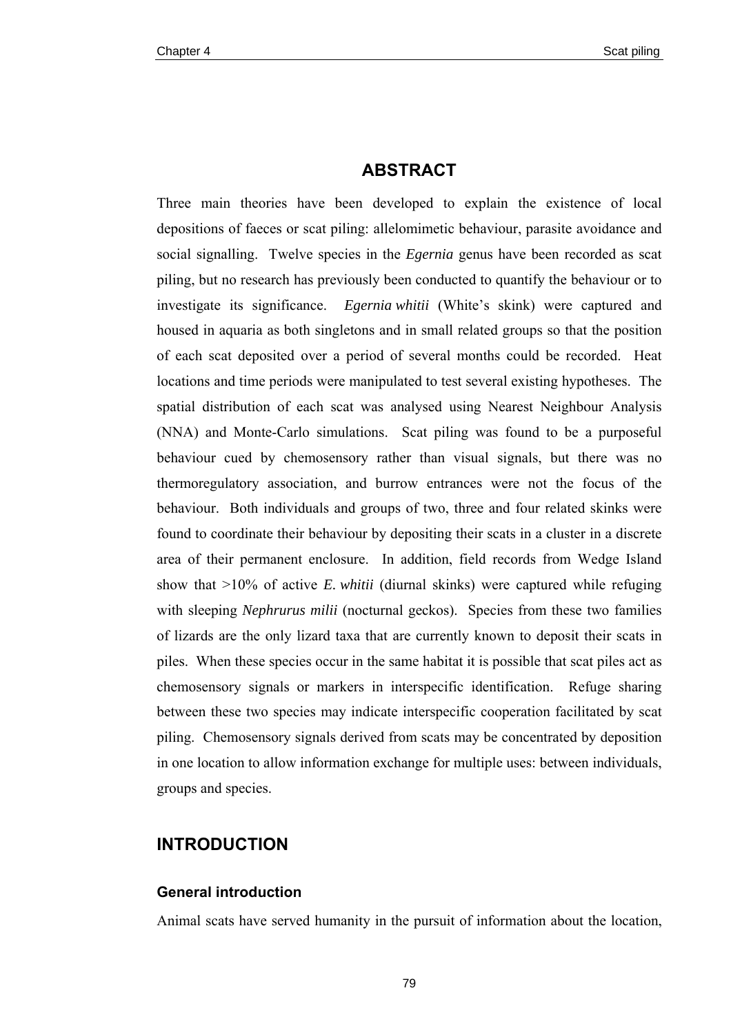## ABSTRACT

Three main theories have been developed to explain the existence of local depositions of faeces or scat piling: allelomimetic behaviour, parasite avoidance and social signalling. Twelve species in the *Egernia* genus have been recorded as scat piling, but no research has previously been conducted to quantify the behaviour or to investigate its significance. *Egernia whitii* (White's skink) were captured and housed in aquaria as both singletons and in small related groups so that the position of each scat deposited over a period of several months could be recorded. Heat locations and time periods were manipulated to test several existing hypotheses. The spatial distribution of each scat was analysed using Nearest Neighbour Analysis (NNA) and Monte-Carlo simulations. Scat piling was found to be a purposeful behaviour cued by chemosensory rather than visual signals, but there was no thermoregulatory association, and burrow entrances were not the focus of the behaviour. Both individuals and groups of two, three and four related skinks were found to coordinate their behaviour by depositing their scats in a cluster in a discrete area of their permanent enclosure. In addition, field records from Wedge Island show that >10% of active *E. whitii* (diurnal skinks) were captured while refuging with sleeping *Nephrurus milii* (nocturnal geckos). Species from these two families of lizards are the only lizard taxa that are currently known to deposit their scats in piles. When these species occur in the same habitat it is possible that scat piles act as chemosensory signals or markers in interspecific identification. Refuge sharing between these two species may indicate interspecific cooperation facilitated by scat piling. Chemosensory signals derived from scats may be concentrated by deposition in one location to allow information exchange for multiple uses: between individuals, groups and species.

## INTRODUCTION

### General introduction

Animal scats have served humanity in the pursuit of information about the location,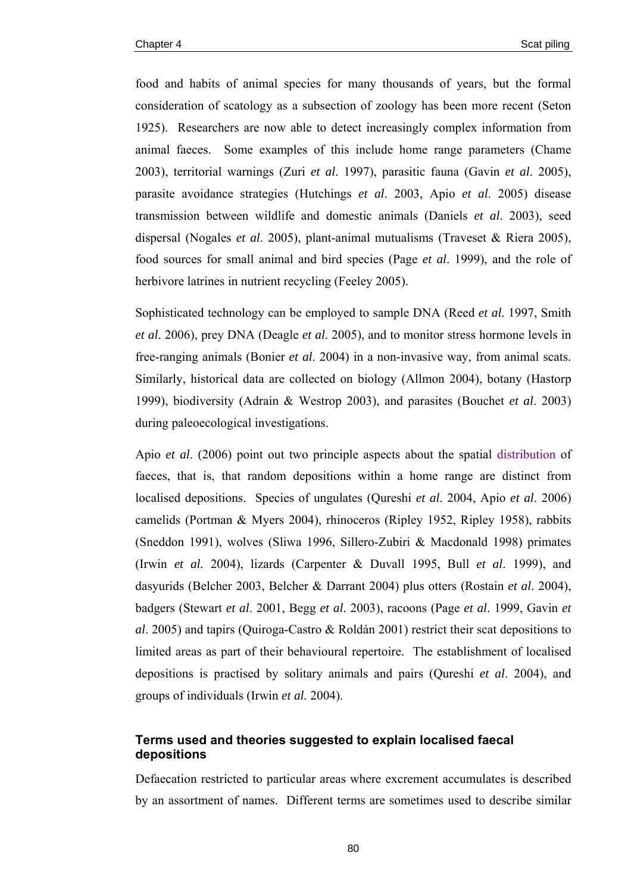food and habits of animal species for many thousands of years, but the formal consideration of scatology as a subsection of zoology has been more recent (Seton 1925). Researchers are now able to detect increasingly complex information from animal faeces. Some examples of this include home range parameters (Chame 2003), territorial warnings (Zuri *et al*. 1997), parasitic fauna (Gavin *et al*. 2005), parasite avoidance strategies (Hutchings *et al*. 2003, Apio *et al*. 2005) disease transmission between wildlife and domestic animals (Daniels *et al*. 2003), seed dispersal (Nogales *et al*. 2005), plant-animal mutualisms (Traveset & Riera 2005), food sources for small animal and bird species (Page *et al*. 1999), and the role of herbivore latrines in nutrient recycling (Feeley 2005).

Sophisticated technology can be employed to sample DNA (Reed *et al*. 1997, Smith *et al*. 2006), prey DNA (Deagle *et al*. 2005), and to monitor stress hormone levels in free-ranging animals (Bonier *et al*. 2004) in a non-invasive way, from animal scats. Similarly, historical data are collected on biology (Allmon 2004), botany (Hastorp 1999), biodiversity (Adrain & Westrop 2003), and parasites (Bouchet *et al*. 2003) during paleoecological investigations.

Apio *et al*. (2006) point out two principle aspects about the spatial distribution of faeces, that is, that random depositions within a home range are distinct from localised depositions. Species of ungulates (Qureshi *et al*. 2004, Apio *et al*. 2006) camelids (Portman & Myers 2004), rhinoceros (Ripley 1952, Ripley 1958), rabbits (Sneddon 1991), wolves (Sliwa 1996, Sillero-Zubiri & Macdonald 1998) primates (Irwin *et al.* 2004), lizards (Carpenter & Duvall 1995, Bull *et al*. 1999), and dasyurids (Belcher 2003, Belcher & Darrant 2004) plus otters (Rostain *et al*. 2004), badgers (Stewart *et al*. 2001, Begg *et al*. 2003), racoons (Page *et al*. 1999, Gavin *et al*. 2005) and tapirs (Quiroga-Castro & Roldán 2001) restrict their scat depositions to limited areas as part of their behavioural repertoire. The establishment of localised depositions is practised by solitary animals and pairs (Qureshi *et al*. 2004), and groups of individuals (Irwin *et al.* 2004).

### Terms used and theories suggested to explain localised faecal depositions

Defaecation restricted to particular areas where excrement accumulates is described by an assortment of names. Different terms are sometimes used to describe similar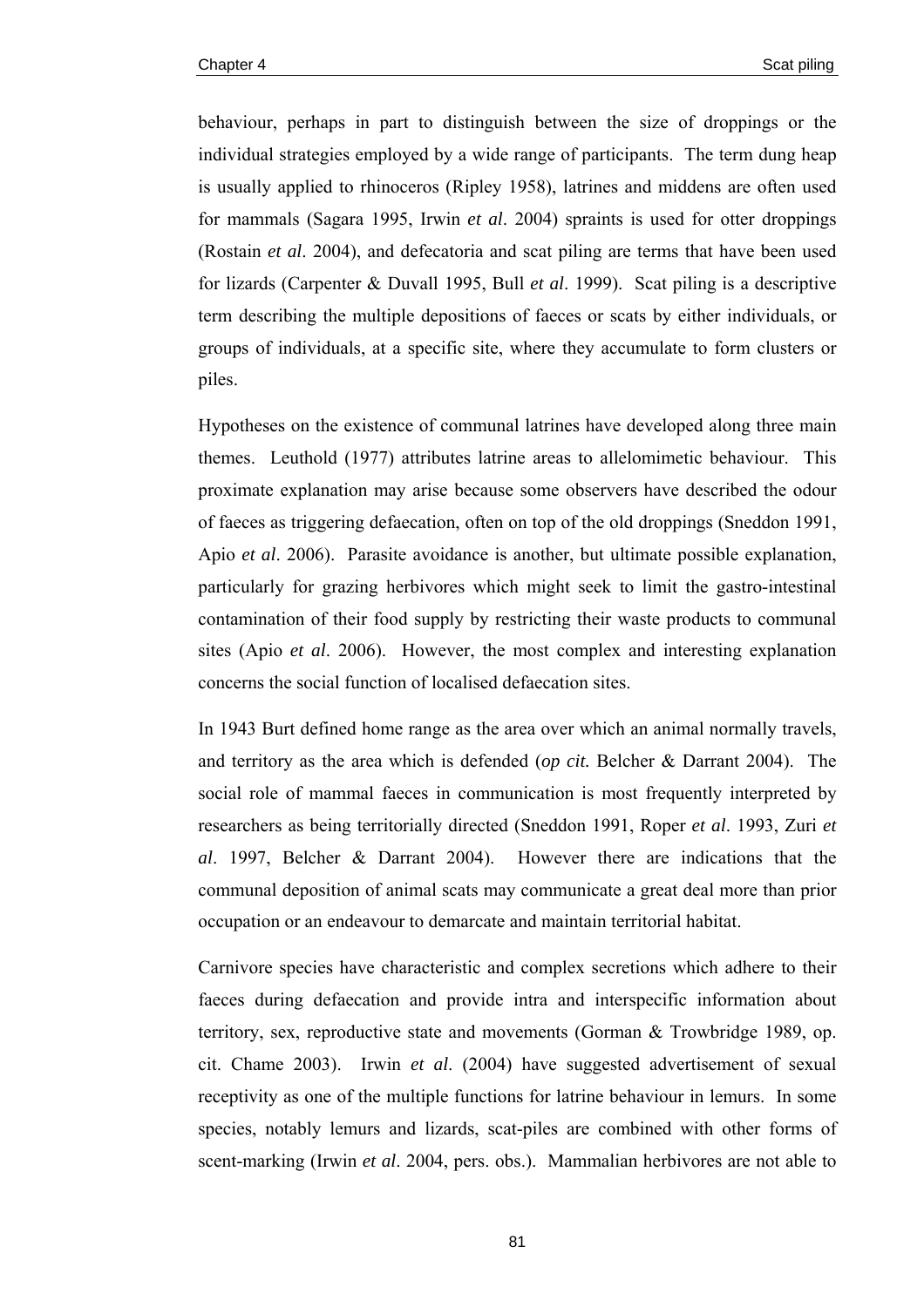behaviour, perhaps in part to distinguish between the size of droppings or the individual strategies employed by a wide range of participants. The term dung heap is usually applied to rhinoceros (Ripley 1958), latrines and middens are often used for mammals (Sagara 1995, Irwin *et al*. 2004) spraints is used for otter droppings (Rostain *et al*. 2004), and defecatoria and scat piling are terms that have been used for lizards (Carpenter & Duvall 1995, Bull *et al*. 1999). Scat piling is a descriptive term describing the multiple depositions of faeces or scats by either individuals, or groups of individuals, at a specific site, where they accumulate to form clusters or piles.

Hypotheses on the existence of communal latrines have developed along three main themes. Leuthold (1977) attributes latrine areas to allelomimetic behaviour. This proximate explanation may arise because some observers have described the odour of faeces as triggering defaecation, often on top of the old droppings (Sneddon 1991, Apio *et al*. 2006). Parasite avoidance is another, but ultimate possible explanation, particularly for grazing herbivores which might seek to limit the gastro-intestinal contamination of their food supply by restricting their waste products to communal sites (Apio *et al*. 2006). However, the most complex and interesting explanation concerns the social function of localised defaecation sites.

In 1943 Burt defined home range as the area over which an animal normally travels, and territory as the area which is defended (*op cit.* Belcher & Darrant 2004). The social role of mammal faeces in communication is most frequently interpreted by researchers as being territorially directed (Sneddon 1991, Roper *et al*. 1993, Zuri *et al*. 1997, Belcher & Darrant 2004). However there are indications that the communal deposition of animal scats may communicate a great deal more than prior occupation or an endeavour to demarcate and maintain territorial habitat.

Carnivore species have characteristic and complex secretions which adhere to their faeces during defaecation and provide intra and interspecific information about territory, sex, reproductive state and movements (Gorman & Trowbridge 1989, op. cit. Chame 2003). Irwin *et al*. (2004) have suggested advertisement of sexual receptivity as one of the multiple functions for latrine behaviour in lemurs. In some species, notably lemurs and lizards, scat-piles are combined with other forms of scent-marking (Irwin *et al*. 2004, pers. obs.). Mammalian herbivores are not able to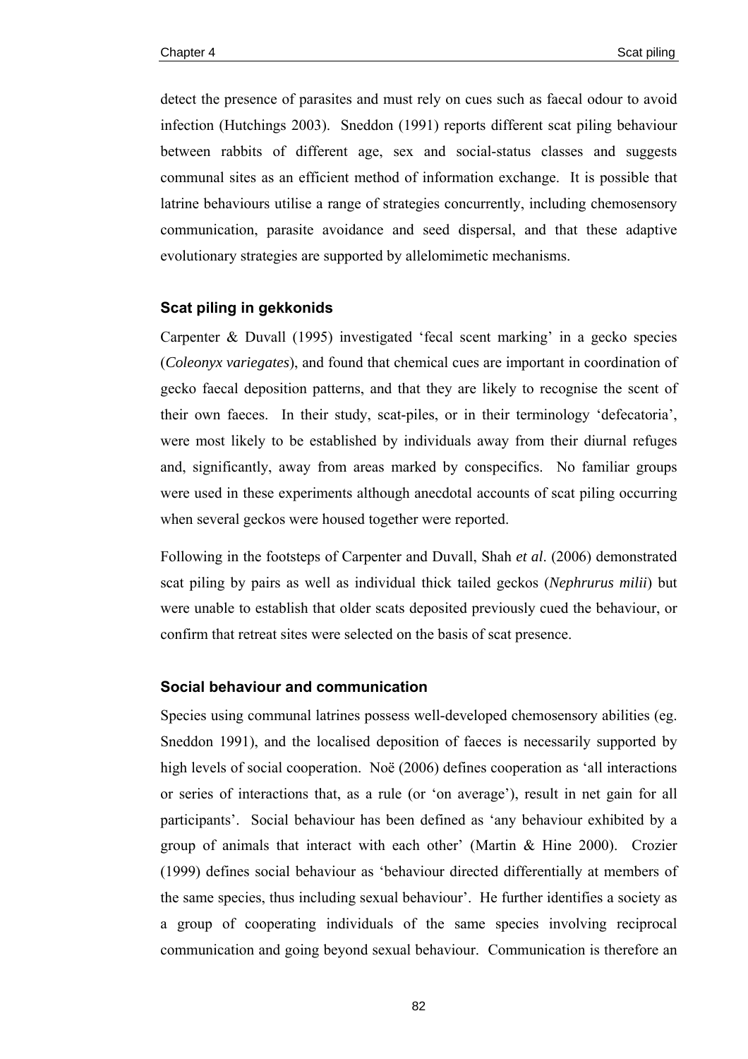detect the presence of parasites and must rely on cues such as faecal odour to avoid infection (Hutchings 2003). Sneddon (1991) reports different scat piling behaviour between rabbits of different age, sex and social-status classes and suggests communal sites as an efficient method of information exchange. It is possible that latrine behaviours utilise a range of strategies concurrently, including chemosensory communication, parasite avoidance and seed dispersal, and that these adaptive evolutionary strategies are supported by allelomimetic mechanisms.

### Scat piling in gekkonids

Carpenter & Duvall (1995) investigated 'fecal scent marking' in a gecko species (*Coleonyx variegates*), and found that chemical cues are important in coordination of gecko faecal deposition patterns, and that they are likely to recognise the scent of their own faeces. In their study, scat-piles, or in their terminology 'defecatoria', were most likely to be established by individuals away from their diurnal refuges and, significantly, away from areas marked by conspecifics. No familiar groups were used in these experiments although anecdotal accounts of scat piling occurring when several geckos were housed together were reported.

Following in the footsteps of Carpenter and Duvall, Shah *et al*. (2006) demonstrated scat piling by pairs as well as individual thick tailed geckos (*Nephrurus milii*) but were unable to establish that older scats deposited previously cued the behaviour, or confirm that retreat sites were selected on the basis of scat presence.

### Social behaviour and communication

Species using communal latrines possess well-developed chemosensory abilities (eg. Sneddon 1991), and the localised deposition of faeces is necessarily supported by high levels of social cooperation. Noë (2006) defines cooperation as 'all interactions or series of interactions that, as a rule (or 'on average'), result in net gain for all participants'. Social behaviour has been defined as 'any behaviour exhibited by a group of animals that interact with each other' (Martin & Hine 2000). Crozier (1999) defines social behaviour as 'behaviour directed differentially at members of the same species, thus including sexual behaviour'. He further identifies a society as a group of cooperating individuals of the same species involving reciprocal communication and going beyond sexual behaviour. Communication is therefore an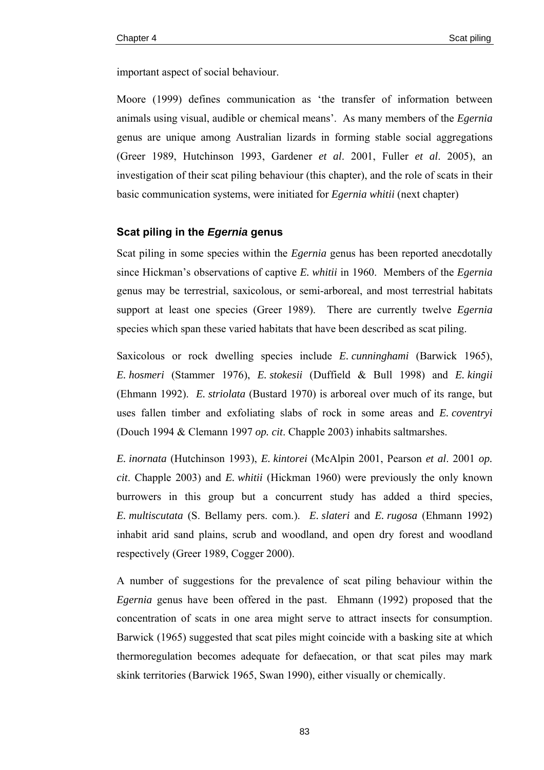important aspect of social behaviour.

Moore (1999) defines communication as 'the transfer of information between animals using visual, audible or chemical means'. As many members of the *Egernia* genus are unique among Australian lizards in forming stable social aggregations (Greer 1989, Hutchinson 1993, Gardener *et al*. 2001, Fuller *et al*. 2005), an investigation of their scat piling behaviour (this chapter), and the role of scats in their basic communication systems, were initiated for *Egernia whitii* (next chapter)

### Scat piling in the *Egernia* genus

Scat piling in some species within the *Egernia* genus has been reported anecdotally since Hickman's observations of captive *E. whitii* in 1960. Members of the *Egernia* genus may be terrestrial, saxicolous, or semi-arboreal, and most terrestrial habitats support at least one species (Greer 1989). There are currently twelve *Egernia* species which span these varied habitats that have been described as scat piling.

Saxicolous or rock dwelling species include *E. cunninghami* (Barwick 1965), *E. hosmeri* (Stammer 1976), *E. stokesii* (Duffield & Bull 1998) and *E. kingii* (Ehmann 1992). *E. striolata* (Bustard 1970) is arboreal over much of its range, but uses fallen timber and exfoliating slabs of rock in some areas and *E. coventryi* (Douch 1994 & Clemann 1997 *op. cit*. Chapple 2003) inhabits saltmarshes.

*E. inornata* (Hutchinson 1993), *E. kintorei* (McAlpin 2001, Pearson *et al*. 2001 *op. cit*. Chapple 2003) and *E. whitii* (Hickman 1960) were previously the only known burrowers in this group but a concurrent study has added a third species, *E. multiscutata* (S. Bellamy pers. com.). *E. slateri* and *E. rugosa* (Ehmann 1992) inhabit arid sand plains, scrub and woodland, and open dry forest and woodland respectively (Greer 1989, Cogger 2000).

A number of suggestions for the prevalence of scat piling behaviour within the *Egernia* genus have been offered in the past. Ehmann (1992) proposed that the concentration of scats in one area might serve to attract insects for consumption. Barwick (1965) suggested that scat piles might coincide with a basking site at which thermoregulation becomes adequate for defaecation, or that scat piles may mark skink territories (Barwick 1965, Swan 1990), either visually or chemically.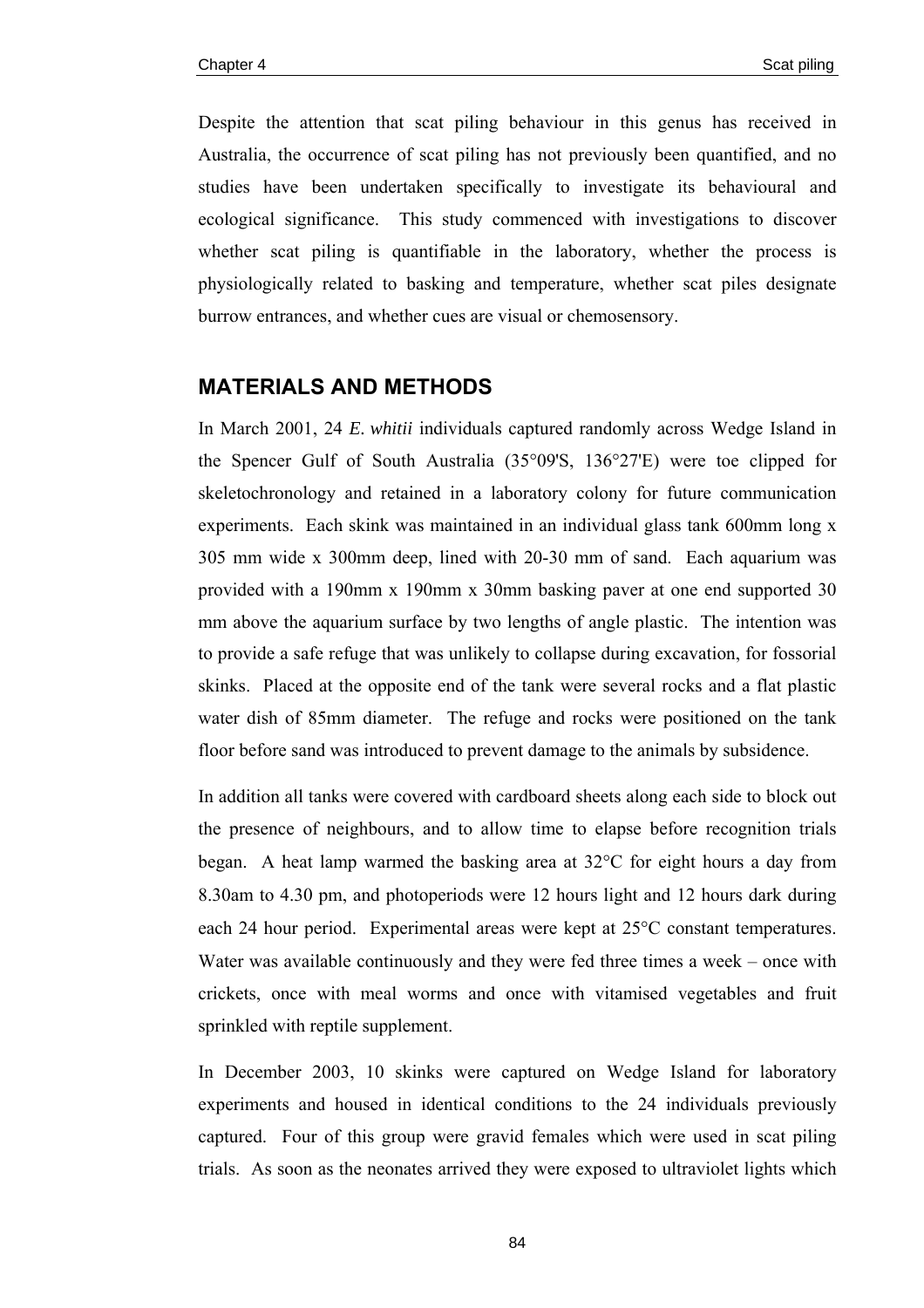Despite the attention that scat piling behaviour in this genus has received in Australia, the occurrence of scat piling has not previously been quantified, and no studies have been undertaken specifically to investigate its behavioural and ecological significance. This study commenced with investigations to discover whether scat piling is quantifiable in the laboratory, whether the process is physiologically related to basking and temperature, whether scat piles designate burrow entrances, and whether cues are visual or chemosensory.

## MATERIALS AND METHODS

In March 2001, 24 *E. whitii* individuals captured randomly across Wedge Island in the Spencer Gulf of South Australia (35°09'S, 136°27'E) were toe clipped for skeletochronology and retained in a laboratory colony for future communication experiments. Each skink was maintained in an individual glass tank 600mm long x 305 mm wide x 300mm deep, lined with 20-30 mm of sand. Each aquarium was provided with a 190mm x 190mm x 30mm basking paver at one end supported 30 mm above the aquarium surface by two lengths of angle plastic. The intention was to provide a safe refuge that was unlikely to collapse during excavation, for fossorial skinks. Placed at the opposite end of the tank were several rocks and a flat plastic water dish of 85mm diameter. The refuge and rocks were positioned on the tank floor before sand was introduced to prevent damage to the animals by subsidence.

In addition all tanks were covered with cardboard sheets along each side to block out the presence of neighbours, and to allow time to elapse before recognition trials began. A heat lamp warmed the basking area at 32°C for eight hours a day from 8.30am to 4.30 pm, and photoperiods were 12 hours light and 12 hours dark during each 24 hour period. Experimental areas were kept at 25°C constant temperatures. Water was available continuously and they were fed three times a week – once with crickets, once with meal worms and once with vitamised vegetables and fruit sprinkled with reptile supplement.

In December 2003, 10 skinks were captured on Wedge Island for laboratory experiments and housed in identical conditions to the 24 individuals previously captured. Four of this group were gravid females which were used in scat piling trials. As soon as the neonates arrived they were exposed to ultraviolet lights which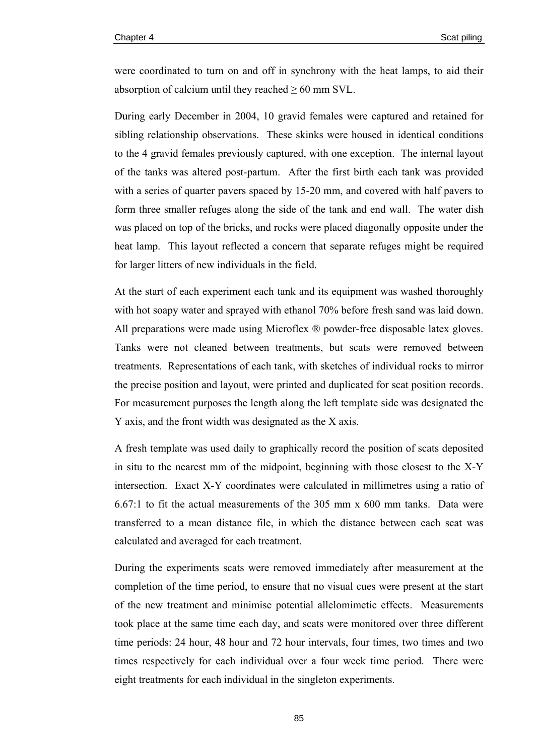were coordinated to turn on and off in synchrony with the heat lamps, to aid their absorption of calcium until they reached ≥ 60 mm SVL.

During early December in 2004, 10 gravid females were captured and retained for sibling relationship observations. These skinks were housed in identical conditions to the 4 gravid females previously captured, with one exception. The internal layout of the tanks was altered post-partum. After the first birth each tank was provided with a series of quarter pavers spaced by 15-20 mm, and covered with half pavers to form three smaller refuges along the side of the tank and end wall. The water dish was placed on top of the bricks, and rocks were placed diagonally opposite under the heat lamp. This layout reflected a concern that separate refuges might be required for larger litters of new individuals in the field.

At the start of each experiment each tank and its equipment was washed thoroughly with hot soapy water and sprayed with ethanol 70% before fresh sand was laid down. All preparations were made using Microflex ® powder-free disposable latex gloves. Tanks were not cleaned between treatments, but scats were removed between treatments. Representations of each tank, with sketches of individual rocks to mirror the precise position and layout, were printed and duplicated for scat position records. For measurement purposes the length along the left template side was designated the Y axis, and the front width was designated as the X axis.

A fresh template was used daily to graphically record the position of scats deposited in situ to the nearest mm of the midpoint, beginning with those closest to the X-Y intersection. Exact X-Y coordinates were calculated in millimetres using a ratio of 6.67:1 to fit the actual measurements of the 305 mm x 600 mm tanks. Data were transferred to a mean distance file, in which the distance between each scat was calculated and averaged for each treatment.

During the experiments scats were removed immediately after measurement at the completion of the time period, to ensure that no visual cues were present at the start of the new treatment and minimise potential allelomimetic effects. Measurements took place at the same time each day, and scats were monitored over three different time periods: 24 hour, 48 hour and 72 hour intervals, four times, two times and two times respectively for each individual over a four week time period. There were eight treatments for each individual in the singleton experiments.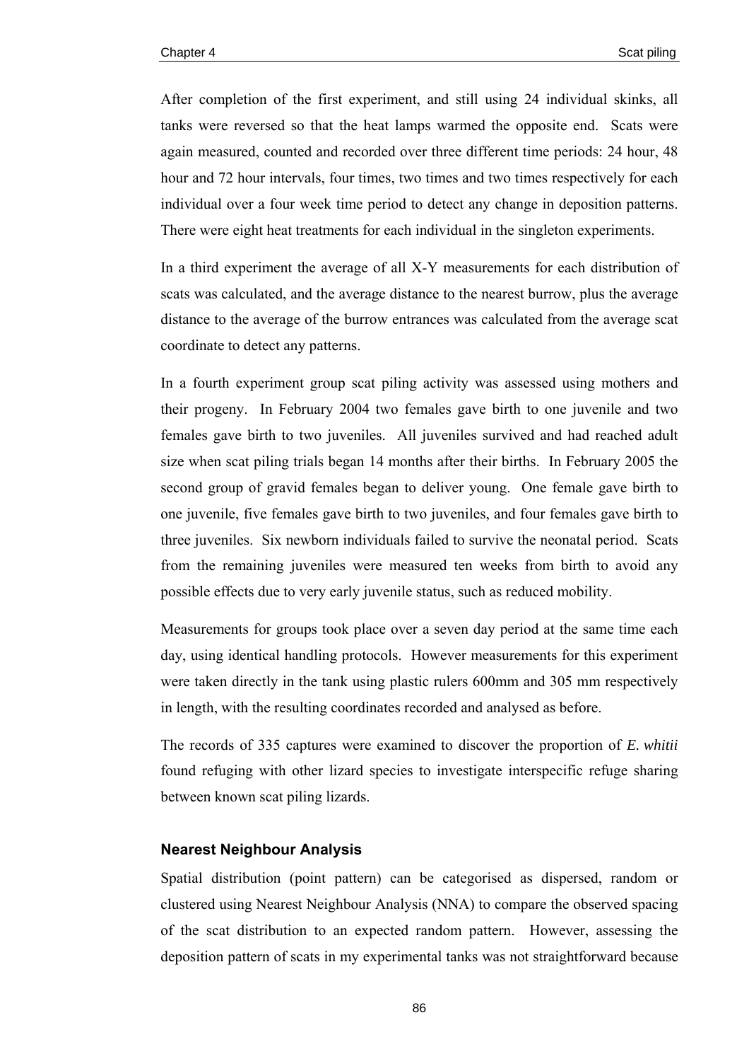After completion of the first experiment, and still using 24 individual skinks, all tanks were reversed so that the heat lamps warmed the opposite end. Scats were again measured, counted and recorded over three different time periods: 24 hour, 48 hour and 72 hour intervals, four times, two times and two times respectively for each individual over a four week time period to detect any change in deposition patterns. There were eight heat treatments for each individual in the singleton experiments.

In a third experiment the average of all X-Y measurements for each distribution of scats was calculated, and the average distance to the nearest burrow, plus the average distance to the average of the burrow entrances was calculated from the average scat coordinate to detect any patterns.

In a fourth experiment group scat piling activity was assessed using mothers and their progeny. In February 2004 two females gave birth to one juvenile and two females gave birth to two juveniles. All juveniles survived and had reached adult size when scat piling trials began 14 months after their births. In February 2005 the second group of gravid females began to deliver young. One female gave birth to one juvenile, five females gave birth to two juveniles, and four females gave birth to three juveniles. Six newborn individuals failed to survive the neonatal period. Scats from the remaining juveniles were measured ten weeks from birth to avoid any possible effects due to very early juvenile status, such as reduced mobility.

Measurements for groups took place over a seven day period at the same time each day, using identical handling protocols. However measurements for this experiment were taken directly in the tank using plastic rulers 600mm and 305 mm respectively in length, with the resulting coordinates recorded and analysed as before.

The records of 335 captures were examined to discover the proportion of *E. whitii* found refuging with other lizard species to investigate interspecific refuge sharing between known scat piling lizards.

### Nearest Neighbour Analysis

Spatial distribution (point pattern) can be categorised as dispersed, random or clustered using Nearest Neighbour Analysis (NNA) to compare the observed spacing of the scat distribution to an expected random pattern. However, assessing the deposition pattern of scats in my experimental tanks was not straightforward because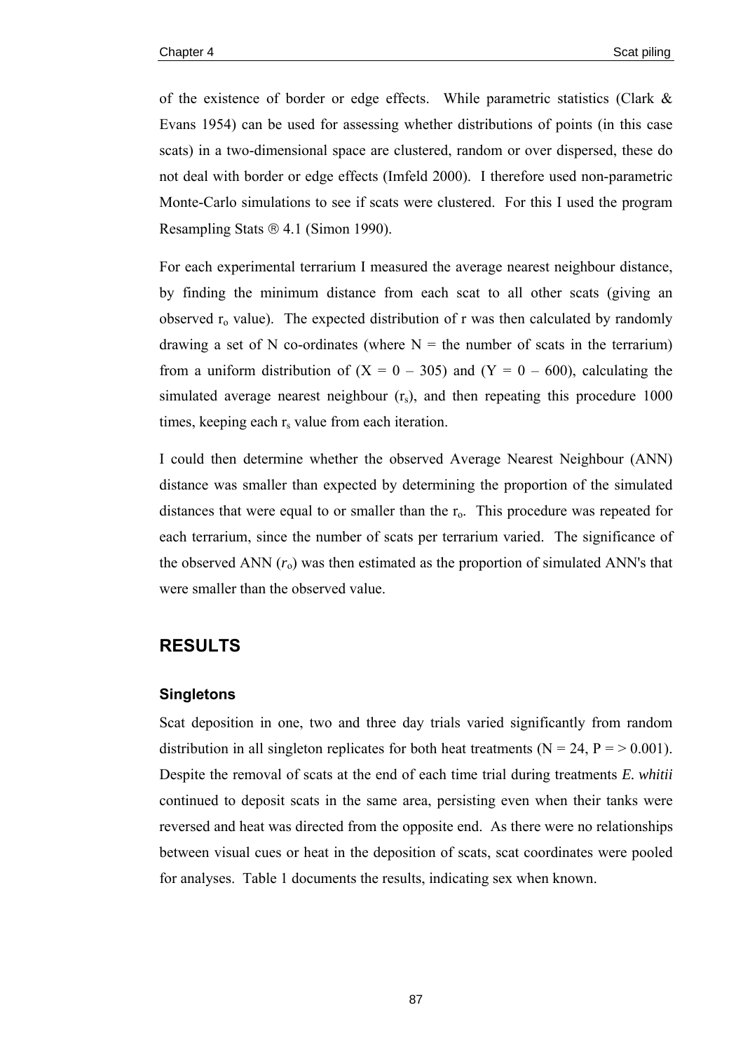of the existence of border or edge effects. While parametric statistics (Clark & Evans 1954) can be used for assessing whether distributions of points (in this case scats) in a two-dimensional space are clustered, random or over dispersed, these do not deal with border or edge effects (Imfeld 2000). I therefore used non-parametric Monte-Carlo simulations to see if scats were clustered. For this I used the program Resampling Stats ® 4.1 (Simon 1990).

For each experimental terrarium I measured the average nearest neighbour distance, by finding the minimum distance from each scat to all other scats (giving an observed $r_o$ value). The expected distribution of r was then calculated by randomly drawing a set of N co-ordinates (where N = the number of scats in the terrarium) from a uniform distribution of (X = 0 – 305) and (Y = 0 – 600), calculating the simulated average nearest neighbour ($r_s$), and then repeating this procedure 1000 times, keeping each $r_s$ value from each iteration.

I could then determine whether the observed Average Nearest Neighbour (ANN) distance was smaller than expected by determining the proportion of the simulated distances that were equal to or smaller than the $r_o$. This procedure was repeated for each terrarium, since the number of scats per terrarium varied. The significance of the observed ANN ($r_o$) was then estimated as the proportion of simulated ANN's that were smaller than the observed value.

## RESULTS

### Singletons

Scat deposition in one, two and three day trials varied significantly from random distribution in all singleton replicates for both heat treatments (N = 24, P = > 0.001). Despite the removal of scats at the end of each time trial during treatments *E. whitii* continued to deposit scats in the same area, persisting even when their tanks were reversed and heat was directed from the opposite end. As there were no relationships between visual cues or heat in the deposition of scats, scat coordinates were pooled for analyses. Table 1 documents the results, indicating sex when known.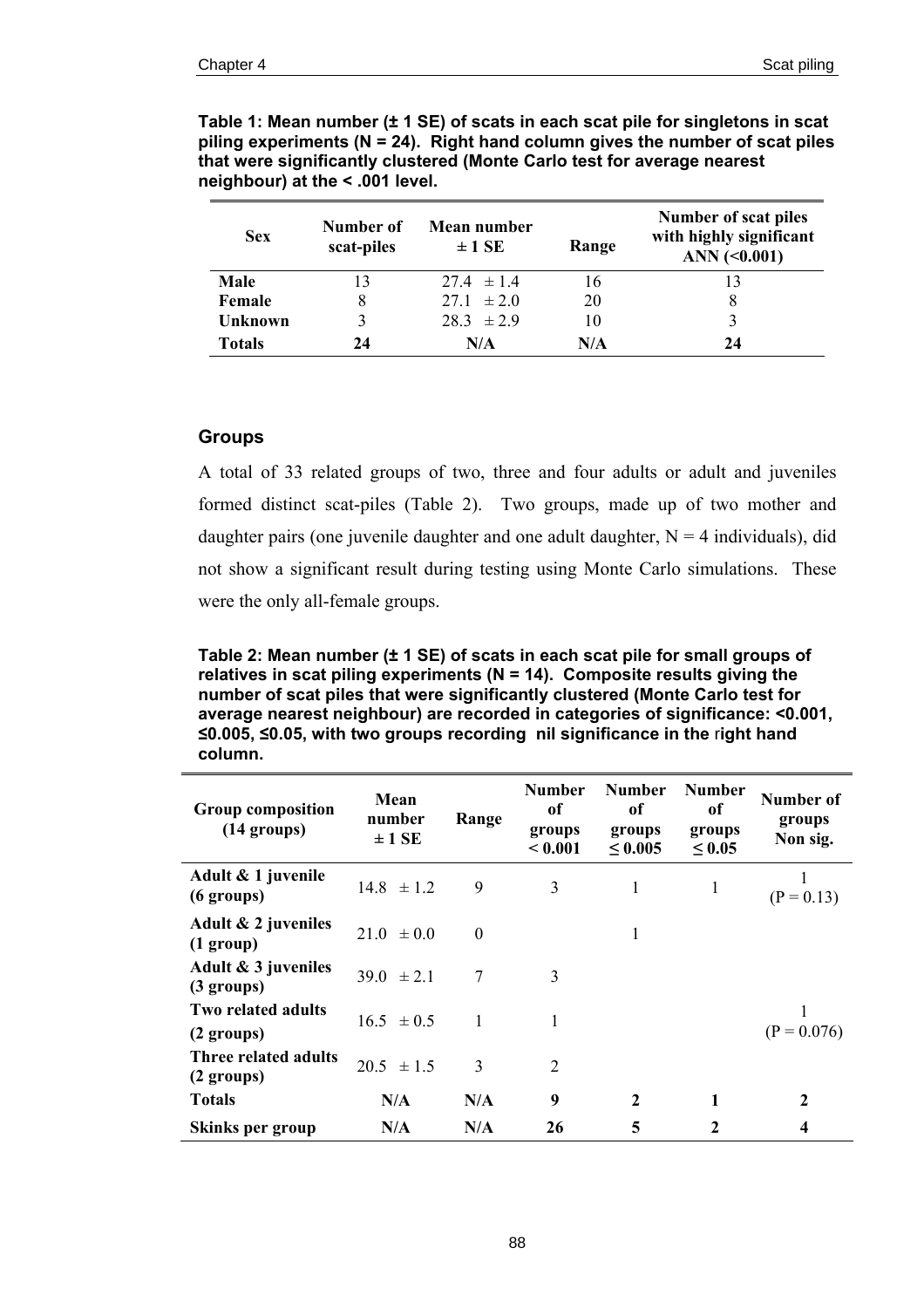**Table 1: Mean number (± 1 SE) of scats in each scat pile for singletons in scat piling experiments (N = 24). Right hand column gives the number of scat piles that were significantly clustered (Monte Carlo test for average nearest neighbour) at the < .001 level.**

| Sex | Number of scat-piles | Mean number ± 1 SE | Range | Number of scat piles with highly significant ANN (<0.001) |
|---|---|---|---|---|
| **Male** | 13 | 27.4 ± 1.4 | 16 | 13 |
| **Female** | 8 | 27.1 ± 2.0 | 20 | 8 |
| **Unknown** | 3 | 28.3 ± 2.9 | 10 | 3 |
| **Totals** | **24** | **N/A** | **N/A** | **24** |

## Groups

A total of 33 related groups of two, three and four adults or adult and juveniles formed distinct scat-piles (Table 2). Two groups, made up of two mother and daughter pairs (one juvenile daughter and one adult daughter, N = 4 individuals), did not show a significant result during testing using Monte Carlo simulations. These were the only all-female groups.

**Table 2: Mean number (± 1 SE) of scats in each scat pile for small groups of relatives in scat piling experiments (N = 14). Composite results giving the number of scat piles that were significantly clustered (Monte Carlo test for average nearest neighbour) are recorded in categories of significance: <0.001, ≤0.005, ≤0.05, with two groups recording nil significance in the right hand column.**

| Group composition (14 groups) | Mean number ± 1 SE | Range | Number of groups < 0.001 | Number of groups ≤ 0.005 | Number of groups ≤ 0.05 | Number of groups Non sig. |
|---|---|---|---|---|---|---|
| **Adult & 1 juvenile (6 groups)** | 14.8 ± 1.2 | 9 | 3 | 1 | 1 | 1 (P = 0.13) |
| **Adult & 2 juveniles (1 group)** | 21.0 ± 0.0 | 0 | | 1 | | |
| **Adult & 3 juveniles (3 groups)** | 39.0 ± 2.1 | 7 | 3 | | | |
| **Two related adults (2 groups)** | 16.5 ± 0.5 | 1 | 1 | | | 1 (P = 0.076) |
| **Three related adults (2 groups)** | 20.5 ± 1.5 | 3 | 2 | | | |
| **Totals** | **N/A** | **N/A** | **9** | **2** | **1** | **2** |
| **Skinks per group** | **N/A** | **N/A** | **26** | **5** | **2** | **4** |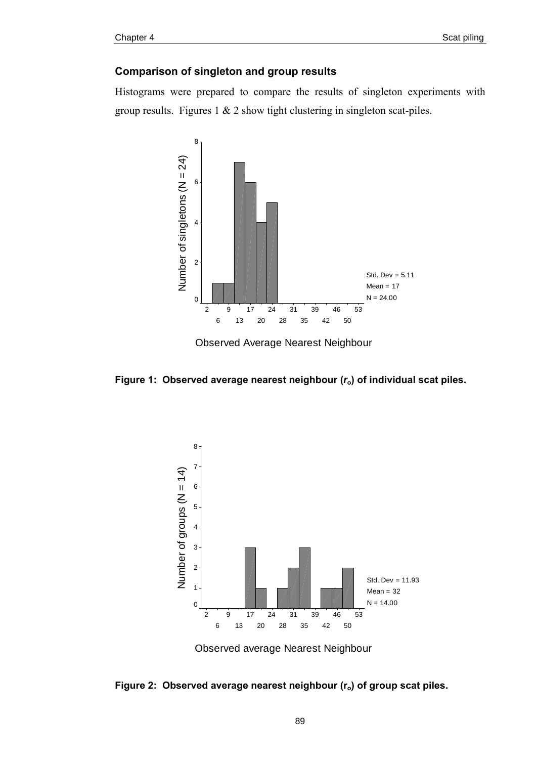## Comparison of singleton and group results

Histograms were prepared to compare the results of singleton experiments with group results. Figures 1 & 2 show tight clustering in singleton scat-piles.

**Figure 1: Observed average nearest neighbour ($r_o$) of individual scat piles.**

**Figure 2: Observed average nearest neighbour ($r_o$) of group scat piles.**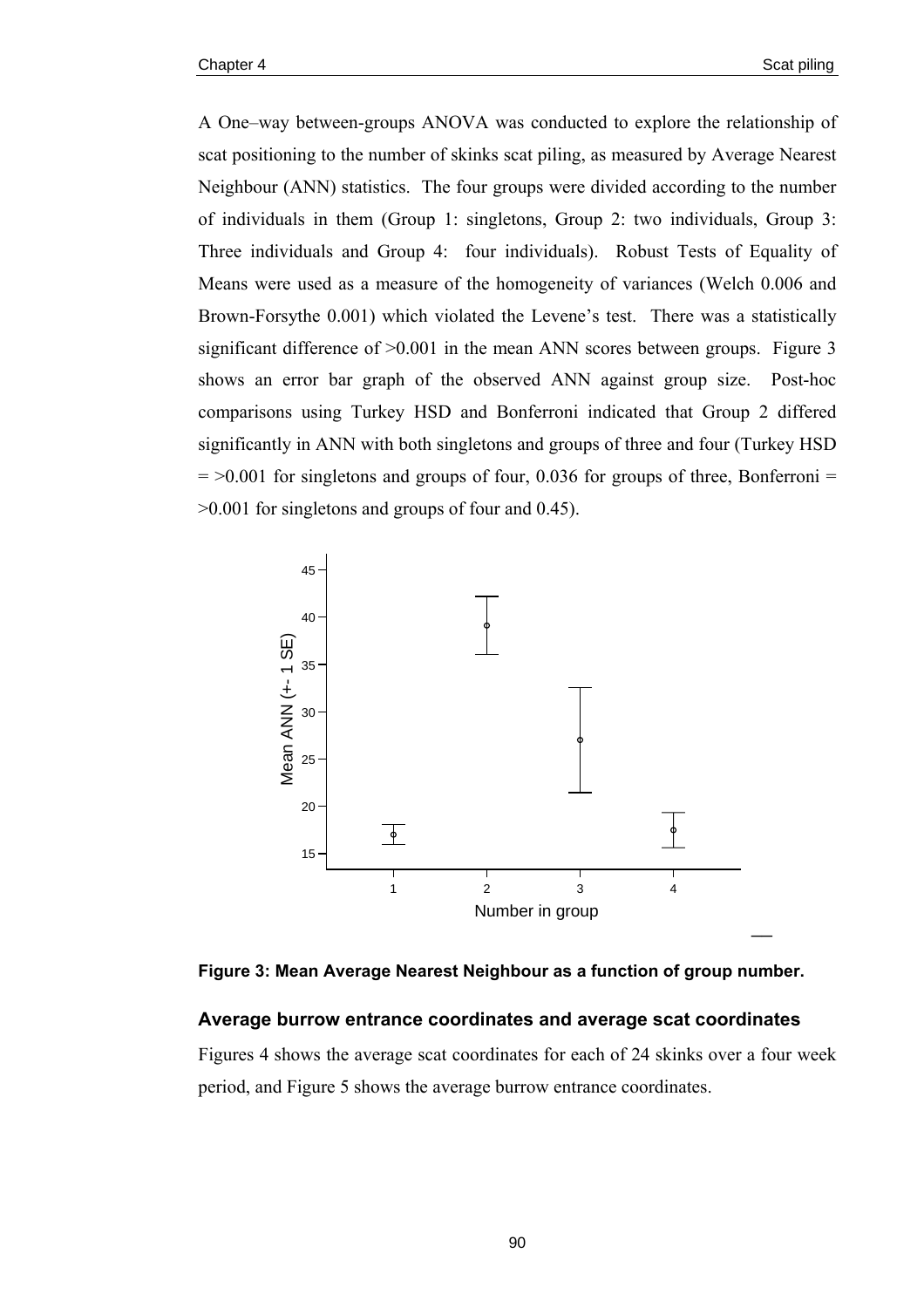A One–way between-groups ANOVA was conducted to explore the relationship of scat positioning to the number of skinks scat piling, as measured by Average Nearest Neighbour (ANN) statistics. The four groups were divided according to the number of individuals in them (Group 1: singletons, Group 2: two individuals, Group 3: Three individuals and Group 4: four individuals). Robust Tests of Equality of Means were used as a measure of the homogeneity of variances (Welch 0.006 and Brown-Forsythe 0.001) which violated the Levene's test. There was a statistically significant difference of >0.001 in the mean ANN scores between groups. Figure 3 shows an error bar graph of the observed ANN against group size. Post-hoc comparisons using Turkey HSD and Bonferroni indicated that Group 2 differed significantly in ANN with both singletons and groups of three and four (Turkey HSD = >0.001 for singletons and groups of four, 0.036 for groups of three, Bonferroni = >0.001 for singletons and groups of four and 0.45).

**Figure 3: Mean Average Nearest Neighbour as a function of group number.**

### Average burrow entrance coordinates and average scat coordinates

Figures 4 shows the average scat coordinates for each of 24 skinks over a four week period, and Figure 5 shows the average burrow entrance coordinates.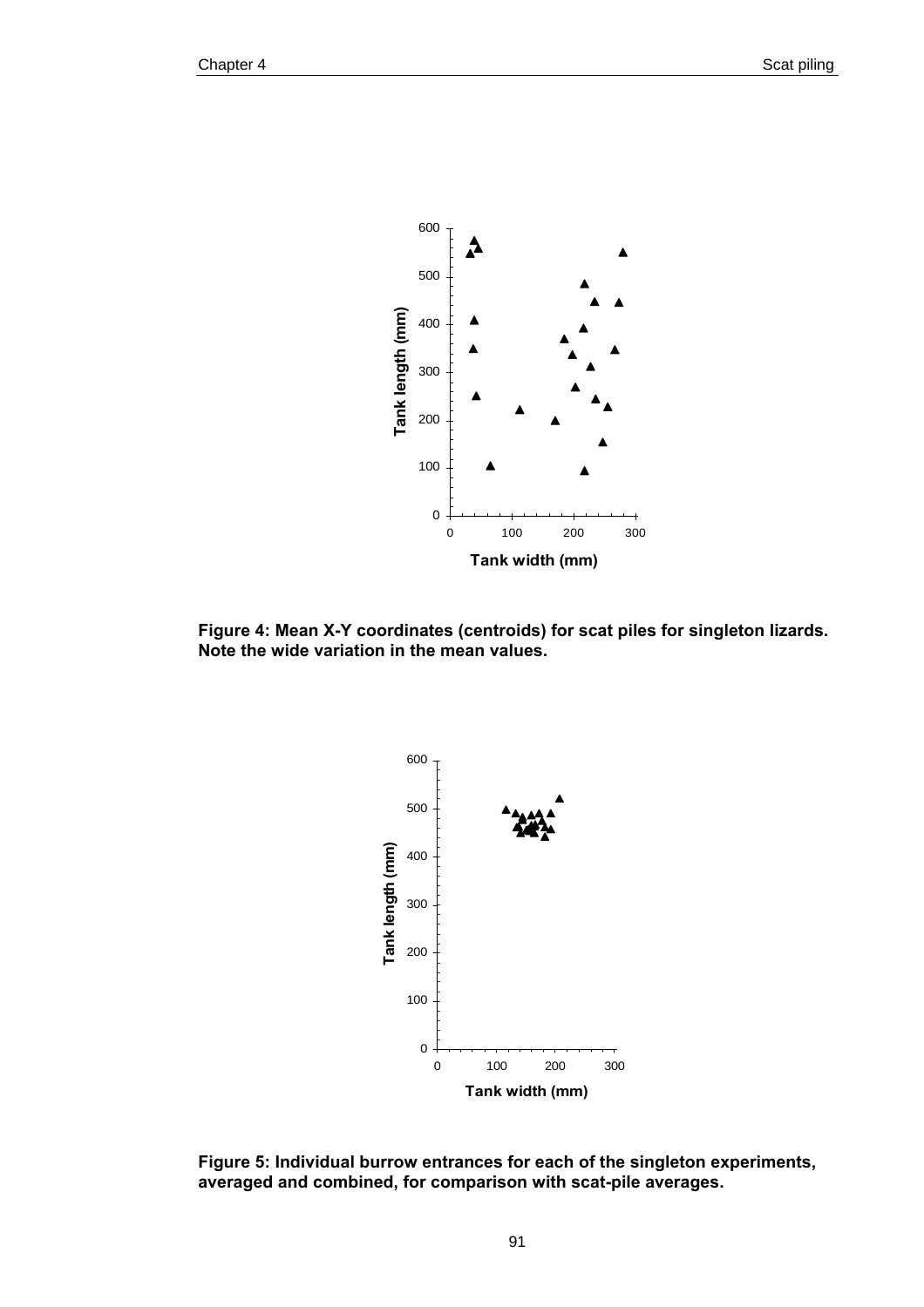**Figure 4: Mean X-Y coordinates (centroids) for scat piles for singleton lizards. Note the wide variation in the mean values.**

**Figure 5: Individual burrow entrances for each of the singleton experiments, averaged and combined, for comparison with scat-pile averages.**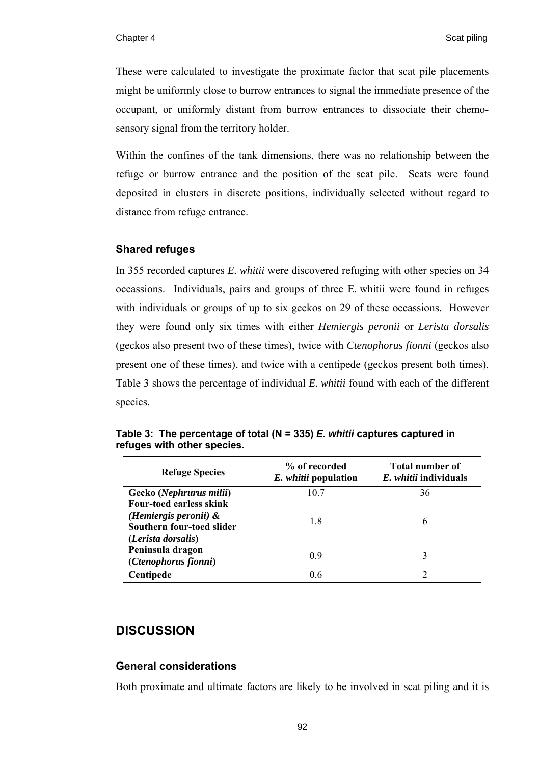These were calculated to investigate the proximate factor that scat pile placements might be uniformly close to burrow entrances to signal the immediate presence of the occupant, or uniformly distant from burrow entrances to dissociate their chemo-sensory signal from the territory holder.

Within the confines of the tank dimensions, there was no relationship between the refuge or burrow entrance and the position of the scat pile. Scats were found deposited in clusters in discrete positions, individually selected without regard to distance from refuge entrance.

### Shared refuges

In 355 recorded captures *E. whitii* were discovered refuging with other species on 34 occassions. Individuals, pairs and groups of three E. whitii were found in refuges with individuals or groups of up to six geckos on 29 of these occassions. However they were found only six times with either *Hemiergis peronii* or *Lerista dorsalis* (geckos also present two of these times), twice with *Ctenophorus fionni* (geckos also present one of these times), and twice with a centipede (geckos present both times). Table 3 shows the percentage of individual *E. whitii* found with each of the different species.

**Table 3: The percentage of total (N = 335) *E. whitii* captures captured in refuges with other species.**

| Refuge Species | % of recorded *E. whitii* population | Total number of *E. whitii* individuals |
|---|---|---|
| **Gecko (*Nephrurus milii*)** | 10.7 | 36 |
| **Four-toed earless skink (*Hemiergis peronii*) & Southern four-toed slider (*Lerista dorsalis*)** | 1.8 | 6 |
| **Peninsula dragon (*Ctenophorus fionni*)** | 0.9 | 3 |
| **Centipede** | 0.6 | 2 |

## DISCUSSION

### General considerations

Both proximate and ultimate factors are likely to be involved in scat piling and it is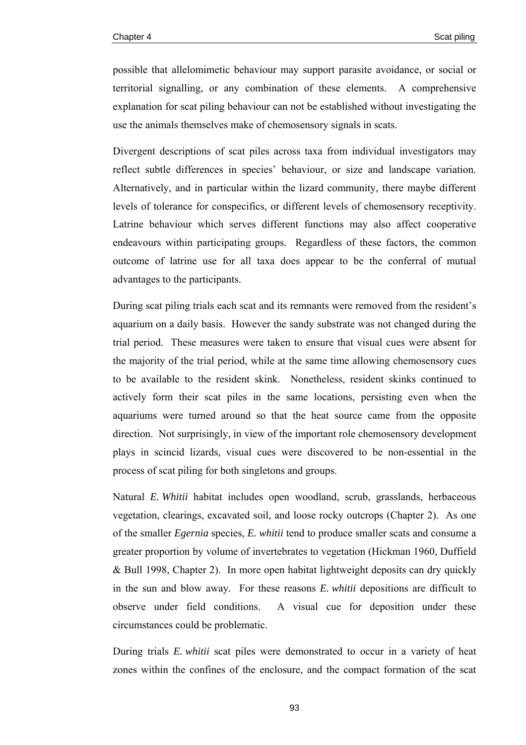possible that allelomimetic behaviour may support parasite avoidance, or social or territorial signalling, or any combination of these elements. A comprehensive explanation for scat piling behaviour can not be established without investigating the use the animals themselves make of chemosensory signals in scats.

Divergent descriptions of scat piles across taxa from individual investigators may reflect subtle differences in species' behaviour, or size and landscape variation. Alternatively, and in particular within the lizard community, there maybe different levels of tolerance for conspecifics, or different levels of chemosensory receptivity. Latrine behaviour which serves different functions may also affect cooperative endeavours within participating groups. Regardless of these factors, the common outcome of latrine use for all taxa does appear to be the conferral of mutual advantages to the participants.

During scat piling trials each scat and its remnants were removed from the resident's aquarium on a daily basis. However the sandy substrate was not changed during the trial period. These measures were taken to ensure that visual cues were absent for the majority of the trial period, while at the same time allowing chemosensory cues to be available to the resident skink. Nonetheless, resident skinks continued to actively form their scat piles in the same locations, persisting even when the aquariums were turned around so that the heat source came from the opposite direction. Not surprisingly, in view of the important role chemosensory development plays in scincid lizards, visual cues were discovered to be non-essential in the process of scat piling for both singletons and groups.

Natural *E. Whitii* habitat includes open woodland, scrub, grasslands, herbaceous vegetation, clearings, excavated soil, and loose rocky outcrops (Chapter 2). As one of the smaller *Egernia* species, *E. whitii* tend to produce smaller scats and consume a greater proportion by volume of invertebrates to vegetation (Hickman 1960, Duffield & Bull 1998, Chapter 2). In more open habitat lightweight deposits can dry quickly in the sun and blow away. For these reasons *E. whitii* depositions are difficult to observe under field conditions. A visual cue for deposition under these circumstances could be problematic.

During trials *E. whitii* scat piles were demonstrated to occur in a variety of heat zones within the confines of the enclosure, and the compact formation of the scat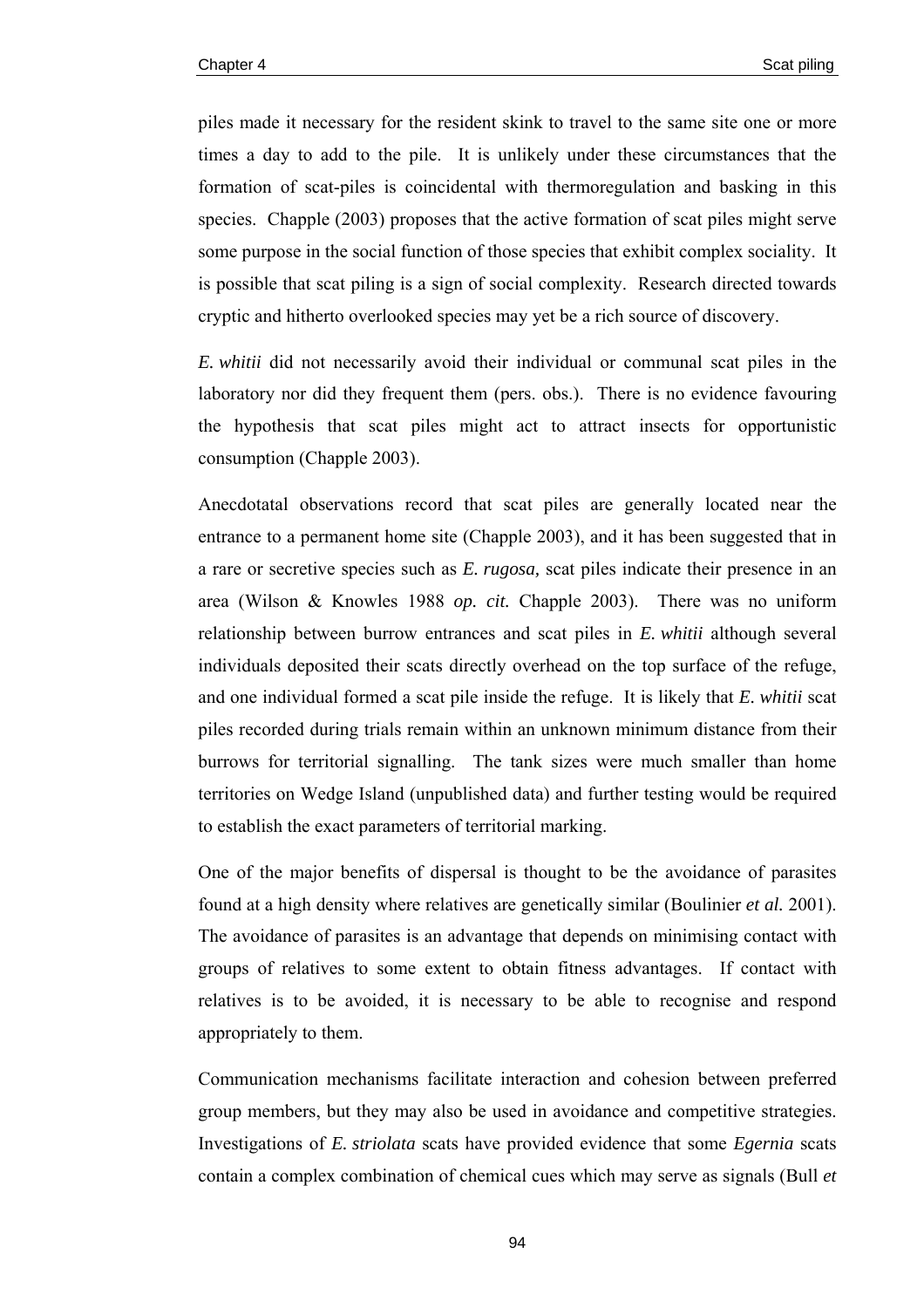piles made it necessary for the resident skink to travel to the same site one or more times a day to add to the pile. It is unlikely under these circumstances that the formation of scat-piles is coincidental with thermoregulation and basking in this species. Chapple (2003) proposes that the active formation of scat piles might serve some purpose in the social function of those species that exhibit complex sociality. It is possible that scat piling is a sign of social complexity. Research directed towards cryptic and hitherto overlooked species may yet be a rich source of discovery.

*E. whitii* did not necessarily avoid their individual or communal scat piles in the laboratory nor did they frequent them (pers. obs.). There is no evidence favouring the hypothesis that scat piles might act to attract insects for opportunistic consumption (Chapple 2003).

Anecdotatal observations record that scat piles are generally located near the entrance to a permanent home site (Chapple 2003), and it has been suggested that in a rare or secretive species such as *E. rugosa,* scat piles indicate their presence in an area (Wilson & Knowles 1988 *op. cit.* Chapple 2003). There was no uniform relationship between burrow entrances and scat piles in *E. whitii* although several individuals deposited their scats directly overhead on the top surface of the refuge, and one individual formed a scat pile inside the refuge. It is likely that *E. whitii* scat piles recorded during trials remain within an unknown minimum distance from their burrows for territorial signalling. The tank sizes were much smaller than home territories on Wedge Island (unpublished data) and further testing would be required to establish the exact parameters of territorial marking.

One of the major benefits of dispersal is thought to be the avoidance of parasites found at a high density where relatives are genetically similar (Boulinier *et al.* 2001). The avoidance of parasites is an advantage that depends on minimising contact with groups of relatives to some extent to obtain fitness advantages. If contact with relatives is to be avoided, it is necessary to be able to recognise and respond appropriately to them.

Communication mechanisms facilitate interaction and cohesion between preferred group members, but they may also be used in avoidance and competitive strategies. Investigations of *E. striolata* scats have provided evidence that some *Egernia* scats contain a complex combination of chemical cues which may serve as signals (Bull *et*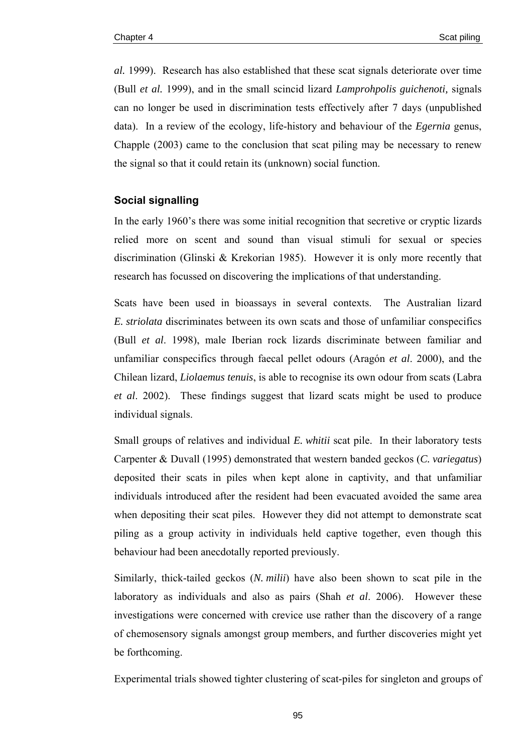*al.* 1999). Research has also established that these scat signals deteriorate over time (Bull *et al.* 1999), and in the small scincid lizard *Lamprohpolis guichenoti,* signals can no longer be used in discrimination tests effectively after 7 days (unpublished data). In a review of the ecology, life-history and behaviour of the *Egernia* genus, Chapple (2003) came to the conclusion that scat piling may be necessary to renew the signal so that it could retain its (unknown) social function.

### Social signalling

In the early 1960's there was some initial recognition that secretive or cryptic lizards relied more on scent and sound than visual stimuli for sexual or species discrimination (Glinski & Krekorian 1985). However it is only more recently that research has focussed on discovering the implications of that understanding.

Scats have been used in bioassays in several contexts. The Australian lizard *E. striolata* discriminates between its own scats and those of unfamiliar conspecifics (Bull *et al*. 1998), male Iberian rock lizards discriminate between familiar and unfamiliar conspecifics through faecal pellet odours (Aragón *et al*. 2000), and the Chilean lizard, *Liolaemus tenuis*, is able to recognise its own odour from scats (Labra *et al*. 2002). These findings suggest that lizard scats might be used to produce individual signals.

Small groups of relatives and individual *E. whitii* scat pile. In their laboratory tests Carpenter & Duvall (1995) demonstrated that western banded geckos (*C. variegatus*) deposited their scats in piles when kept alone in captivity, and that unfamiliar individuals introduced after the resident had been evacuated avoided the same area when depositing their scat piles. However they did not attempt to demonstrate scat piling as a group activity in individuals held captive together, even though this behaviour had been anecdotally reported previously.

Similarly, thick-tailed geckos (*N. milii*) have also been shown to scat pile in the laboratory as individuals and also as pairs (Shah *et al*. 2006). However these investigations were concerned with crevice use rather than the discovery of a range of chemosensory signals amongst group members, and further discoveries might yet be forthcoming.

Experimental trials showed tighter clustering of scat-piles for singleton and groups of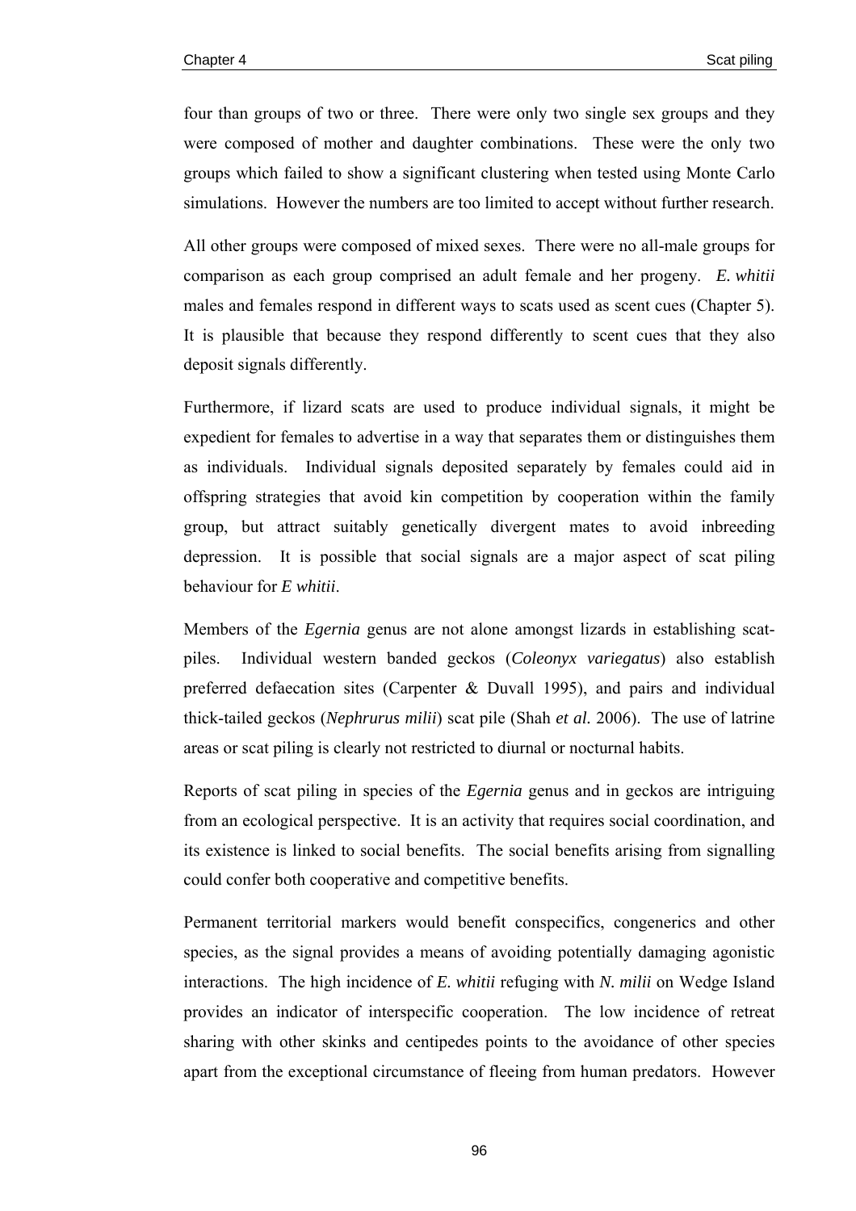four than groups of two or three. There were only two single sex groups and they were composed of mother and daughter combinations. These were the only two groups which failed to show a significant clustering when tested using Monte Carlo simulations. However the numbers are too limited to accept without further research.

All other groups were composed of mixed sexes. There were no all-male groups for comparison as each group comprised an adult female and her progeny. *E. whitii* males and females respond in different ways to scats used as scent cues (Chapter 5). It is plausible that because they respond differently to scent cues that they also deposit signals differently.

Furthermore, if lizard scats are used to produce individual signals, it might be expedient for females to advertise in a way that separates them or distinguishes them as individuals. Individual signals deposited separately by females could aid in offspring strategies that avoid kin competition by cooperation within the family group, but attract suitably genetically divergent mates to avoid inbreeding depression. It is possible that social signals are a major aspect of scat piling behaviour for *E whitii*.

Members of the *Egernia* genus are not alone amongst lizards in establishing scat-piles. Individual western banded geckos (*Coleonyx variegatus*) also establish preferred defaecation sites (Carpenter & Duvall 1995), and pairs and individual thick-tailed geckos (*Nephrurus milii*) scat pile (Shah *et al.* 2006). The use of latrine areas or scat piling is clearly not restricted to diurnal or nocturnal habits.

Reports of scat piling in species of the *Egernia* genus and in geckos are intriguing from an ecological perspective. It is an activity that requires social coordination, and its existence is linked to social benefits. The social benefits arising from signalling could confer both cooperative and competitive benefits.

Permanent territorial markers would benefit conspecifics, congenerics and other species, as the signal provides a means of avoiding potentially damaging agonistic interactions. The high incidence of *E. whitii* refuging with *N. milii* on Wedge Island provides an indicator of interspecific cooperation. The low incidence of retreat sharing with other skinks and centipedes points to the avoidance of other species apart from the exceptional circumstance of fleeing from human predators. However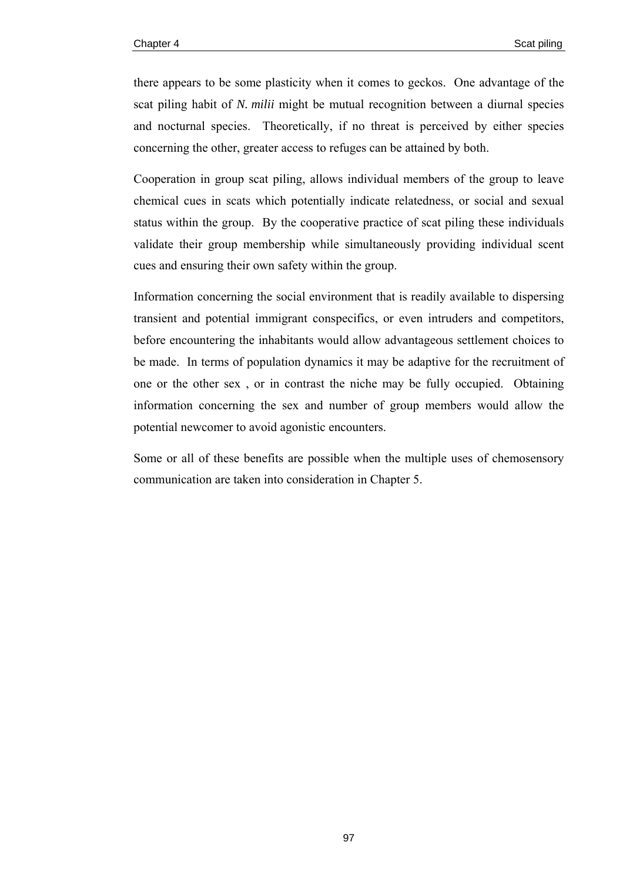there appears to be some plasticity when it comes to geckos. One advantage of the scat piling habit of *N. milii* might be mutual recognition between a diurnal species and nocturnal species. Theoretically, if no threat is perceived by either species concerning the other, greater access to refuges can be attained by both.

Cooperation in group scat piling, allows individual members of the group to leave chemical cues in scats which potentially indicate relatedness, or social and sexual status within the group. By the cooperative practice of scat piling these individuals validate their group membership while simultaneously providing individual scent cues and ensuring their own safety within the group.

Information concerning the social environment that is readily available to dispersing transient and potential immigrant conspecifics, or even intruders and competitors, before encountering the inhabitants would allow advantageous settlement choices to be made. In terms of population dynamics it may be adaptive for the recruitment of one or the other sex , or in contrast the niche may be fully occupied. Obtaining information concerning the sex and number of group members would allow the potential newcomer to avoid agonistic encounters.

Some or all of these benefits are possible when the multiple uses of chemosensory communication are taken into consideration in Chapter 5.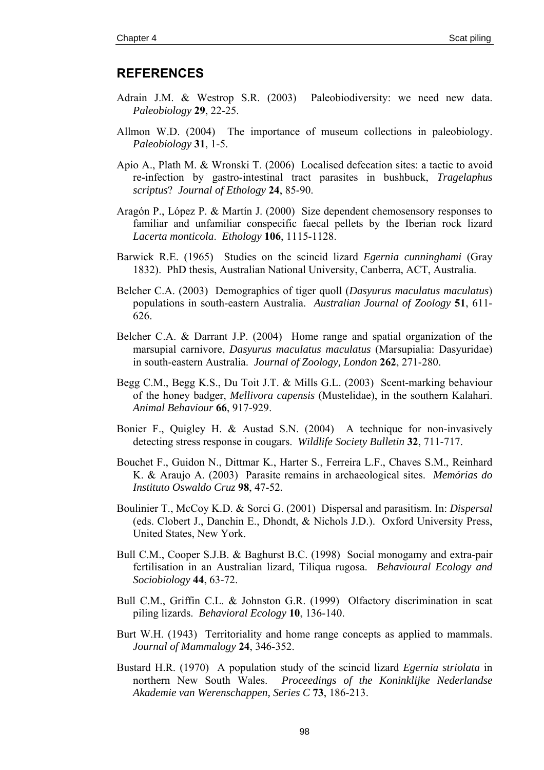## REFERENCES

Adrain J.M. & Westrop S.R. (2003) Paleobiodiversity: we need new data. *Paleobiology* **29**, 22-25.

Allmon W.D. (2004) The importance of museum collections in paleobiology. *Paleobiology* **31**, 1-5.

Apio A., Plath M. & Wronski T. (2006) Localised defecation sites: a tactic to avoid re-infection by gastro-intestinal tract parasites in bushbuck, *Tragelaphus scriptus*? *Journal of Ethology* **24**, 85-90.

Aragón P., López P. & Martín J. (2000) Size dependent chemosensory responses to familiar and unfamiliar conspecific faecal pellets by the Iberian rock lizard *Lacerta monticola*. *Ethology* **106**, 1115-1128.

Barwick R.E. (1965) Studies on the scincid lizard *Egernia cunninghami* (Gray 1832). PhD thesis, Australian National University, Canberra, ACT, Australia.

Belcher C.A. (2003) Demographics of tiger quoll (*Dasyurus maculatus maculatus*) populations in south-eastern Australia. *Australian Journal of Zoology* **51**, 611-626.

Belcher C.A. & Darrant J.P. (2004) Home range and spatial organization of the marsupial carnivore, *Dasyurus maculatus maculatus* (Marsupialia: Dasyuridae) in south-eastern Australia. *Journal of Zoology, London* **262**, 271-280.

Begg C.M., Begg K.S., Du Toit J.T. & Mills G.L. (2003) Scent-marking behaviour of the honey badger, *Mellivora capensis* (Mustelidae), in the southern Kalahari. *Animal Behaviour* **66**, 917-929.

Bonier F., Quigley H. & Austad S.N. (2004) A technique for non-invasively detecting stress response in cougars. *Wildlife Society Bulletin* **32**, 711-717.

Bouchet F., Guidon N., Dittmar K., Harter S., Ferreira L.F., Chaves S.M., Reinhard K. & Araujo A. (2003) Parasite remains in archaeological sites. *Memórias do Instituto Oswaldo Cruz* **98**, 47-52.

Boulinier T., McCoy K.D. & Sorci G. (2001) Dispersal and parasitism. In: *Dispersal* (eds. Clobert J., Danchin E., Dhondt, & Nichols J.D.). Oxford University Press, United States, New York.

Bull C.M., Cooper S.J.B. & Baghurst B.C. (1998) Social monogamy and extra-pair fertilisation in an Australian lizard, Tiliqua rugosa. *Behavioural Ecology and Sociobiology* **44**, 63-72.

Bull C.M., Griffin C.L. & Johnston G.R. (1999) Olfactory discrimination in scat piling lizards. *Behavioral Ecology* **10**, 136-140.

Burt W.H. (1943) Territoriality and home range concepts as applied to mammals. *Journal of Mammalogy* **24**, 346-352.

Bustard H.R. (1970) A population study of the scincid lizard *Egernia striolata* in northern New South Wales. *Proceedings of the Koninklijke Nederlandse Akademie van Werenschappen, Series C* **73**, 186-213.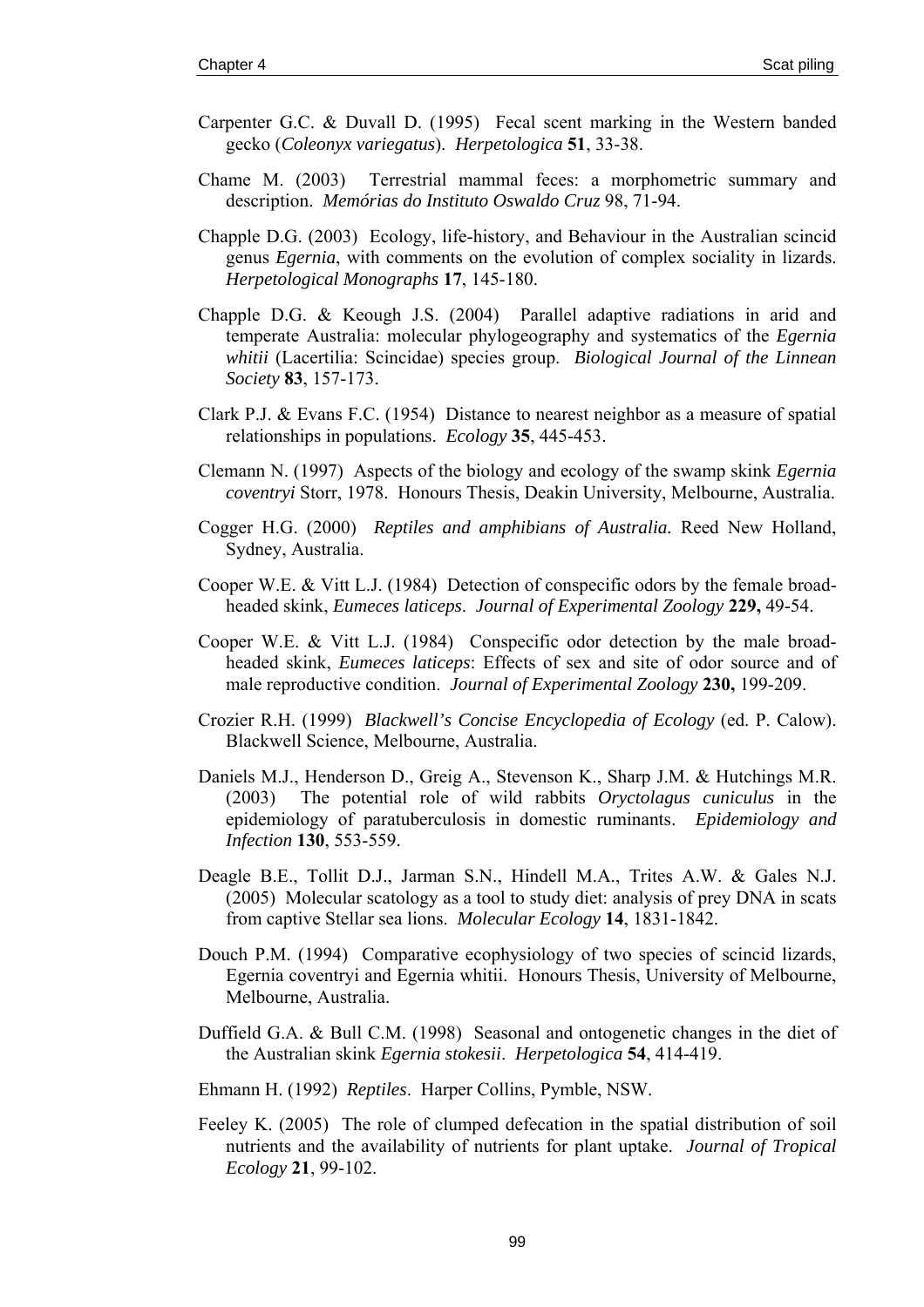Carpenter G.C. & Duvall D. (1995) Fecal scent marking in the Western banded gecko (*Coleonyx variegatus*). *Herpetologica* **51**, 33-38.

Chame M. (2003) Terrestrial mammal feces: a morphometric summary and description. *Memórias do Instituto Oswaldo Cruz* 98, 71-94.

Chapple D.G. (2003) Ecology, life-history, and Behaviour in the Australian scincid genus *Egernia*, with comments on the evolution of complex sociality in lizards. *Herpetological Monographs* **17**, 145-180.

Chapple D.G. & Keough J.S. (2004) Parallel adaptive radiations in arid and temperate Australia: molecular phylogeography and systematics of the *Egernia whitii* (Lacertilia: Scincidae) species group. *Biological Journal of the Linnean Society* **83**, 157-173.

Clark P.J. & Evans F.C. (1954) Distance to nearest neighbor as a measure of spatial relationships in populations. *Ecology* **35**, 445-453.

Clemann N. (1997) Aspects of the biology and ecology of the swamp skink *Egernia coventryi* Storr, 1978. Honours Thesis, Deakin University, Melbourne, Australia.

Cogger H.G. (2000) *Reptiles and amphibians of Australia.* Reed New Holland, Sydney, Australia.

Cooper W.E. & Vitt L.J. (1984) Detection of conspecific odors by the female broad-headed skink, *Eumeces laticeps*. *Journal of Experimental Zoology* **229,** 49-54.

Cooper W.E. & Vitt L.J. (1984) Conspecific odor detection by the male broad-headed skink, *Eumeces laticeps*: Effects of sex and site of odor source and of male reproductive condition. *Journal of Experimental Zoology* **230,** 199-209.

Crozier R.H. (1999) *Blackwell's Concise Encyclopedia of Ecology* (ed. P. Calow). Blackwell Science, Melbourne, Australia.

Daniels M.J., Henderson D., Greig A., Stevenson K., Sharp J.M. & Hutchings M.R. (2003) The potential role of wild rabbits *Oryctolagus cuniculus* in the epidemiology of paratuberculosis in domestic ruminants. *Epidemiology and Infection* **130**, 553-559.

Deagle B.E., Tollit D.J., Jarman S.N., Hindell M.A., Trites A.W. & Gales N.J. (2005) Molecular scatology as a tool to study diet: analysis of prey DNA in scats from captive Stellar sea lions. *Molecular Ecology* **14**, 1831-1842.

Douch P.M. (1994) Comparative ecophysiology of two species of scincid lizards, Egernia coventryi and Egernia whitii. Honours Thesis, University of Melbourne, Melbourne, Australia.

Duffield G.A. & Bull C.M. (1998) Seasonal and ontogenetic changes in the diet of the Australian skink *Egernia stokesii*. *Herpetologica* **54**, 414-419.

Ehmann H. (1992) *Reptiles*. Harper Collins, Pymble, NSW.

Feeley K. (2005) The role of clumped defecation in the spatial distribution of soil nutrients and the availability of nutrients for plant uptake. *Journal of Tropical Ecology* **21**, 99-102.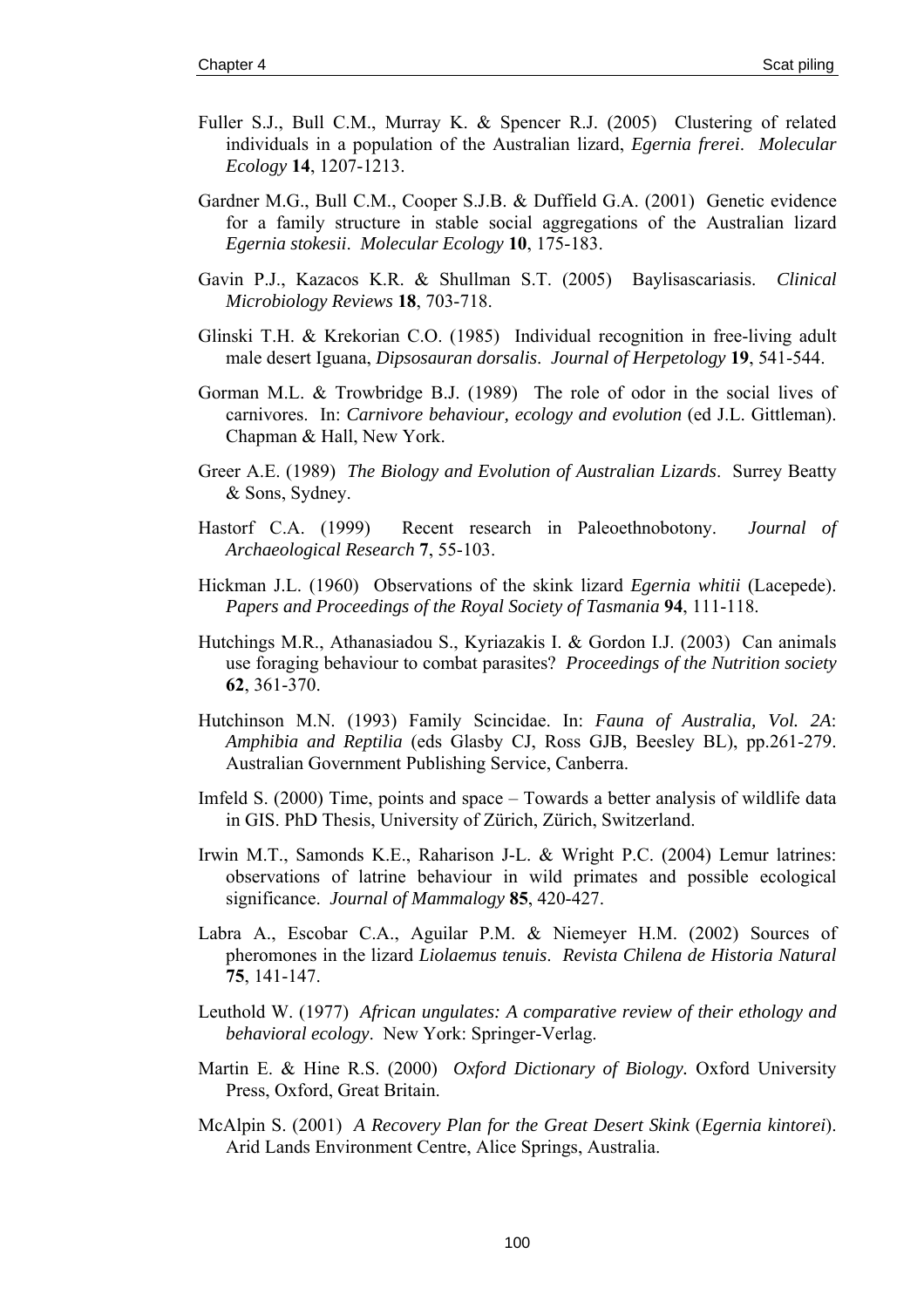Fuller S.J., Bull C.M., Murray K. & Spencer R.J. (2005) Clustering of related individuals in a population of the Australian lizard, *Egernia frerei*. *Molecular Ecology* **14**, 1207-1213.

Gardner M.G., Bull C.M., Cooper S.J.B. & Duffield G.A. (2001) Genetic evidence for a family structure in stable social aggregations of the Australian lizard *Egernia stokesii*. *Molecular Ecology* **10**, 175-183.

Gavin P.J., Kazacos K.R. & Shullman S.T. (2005) Baylisascariasis. *Clinical Microbiology Reviews* **18**, 703-718.

Glinski T.H. & Krekorian C.O. (1985) Individual recognition in free-living adult male desert Iguana, *Dipsosauran dorsalis*. *Journal of Herpetology* **19**, 541-544.

Gorman M.L. & Trowbridge B.J. (1989) The role of odor in the social lives of carnivores. In: *Carnivore behaviour, ecology and evolution* (ed J.L. Gittleman). Chapman & Hall, New York.

Greer A.E. (1989) *The Biology and Evolution of Australian Lizards*. Surrey Beatty & Sons, Sydney.

Hastorf C.A. (1999) Recent research in Paleoethnobotony. *Journal of Archaeological Research* **7**, 55-103.

Hickman J.L. (1960) Observations of the skink lizard *Egernia whitii* (Lacepede). *Papers and Proceedings of the Royal Society of Tasmania* **94**, 111-118.

Hutchings M.R., Athanasiadou S., Kyriazakis I. & Gordon I.J. (2003) Can animals use foraging behaviour to combat parasites? *Proceedings of the Nutrition society* **62**, 361-370.

Hutchinson M.N. (1993) Family Scincidae. In: *Fauna of Australia, Vol. 2A*: *Amphibia and Reptilia* (eds Glasby CJ, Ross GJB, Beesley BL), pp.261-279. Australian Government Publishing Service, Canberra.

Imfeld S. (2000) Time, points and space – Towards a better analysis of wildlife data in GIS. PhD Thesis, University of Zürich, Zürich, Switzerland.

Irwin M.T., Samonds K.E., Raharison J-L. & Wright P.C. (2004) Lemur latrines: observations of latrine behaviour in wild primates and possible ecological significance. *Journal of Mammalogy* **85**, 420-427.

Labra A., Escobar C.A., Aguilar P.M. & Niemeyer H.M. (2002) Sources of pheromones in the lizard *Liolaemus tenuis*. *Revista Chilena de Historia Natural* **75**, 141-147.

Leuthold W. (1977) *African ungulates: A comparative review of their ethology and behavioral ecology*. New York: Springer-Verlag.

Martin E. & Hine R.S. (2000) *Oxford Dictionary of Biology.* Oxford University Press, Oxford, Great Britain.

McAlpin S. (2001) *A Recovery Plan for the Great Desert Skink* (*Egernia kintorei*). Arid Lands Environment Centre, Alice Springs, Australia.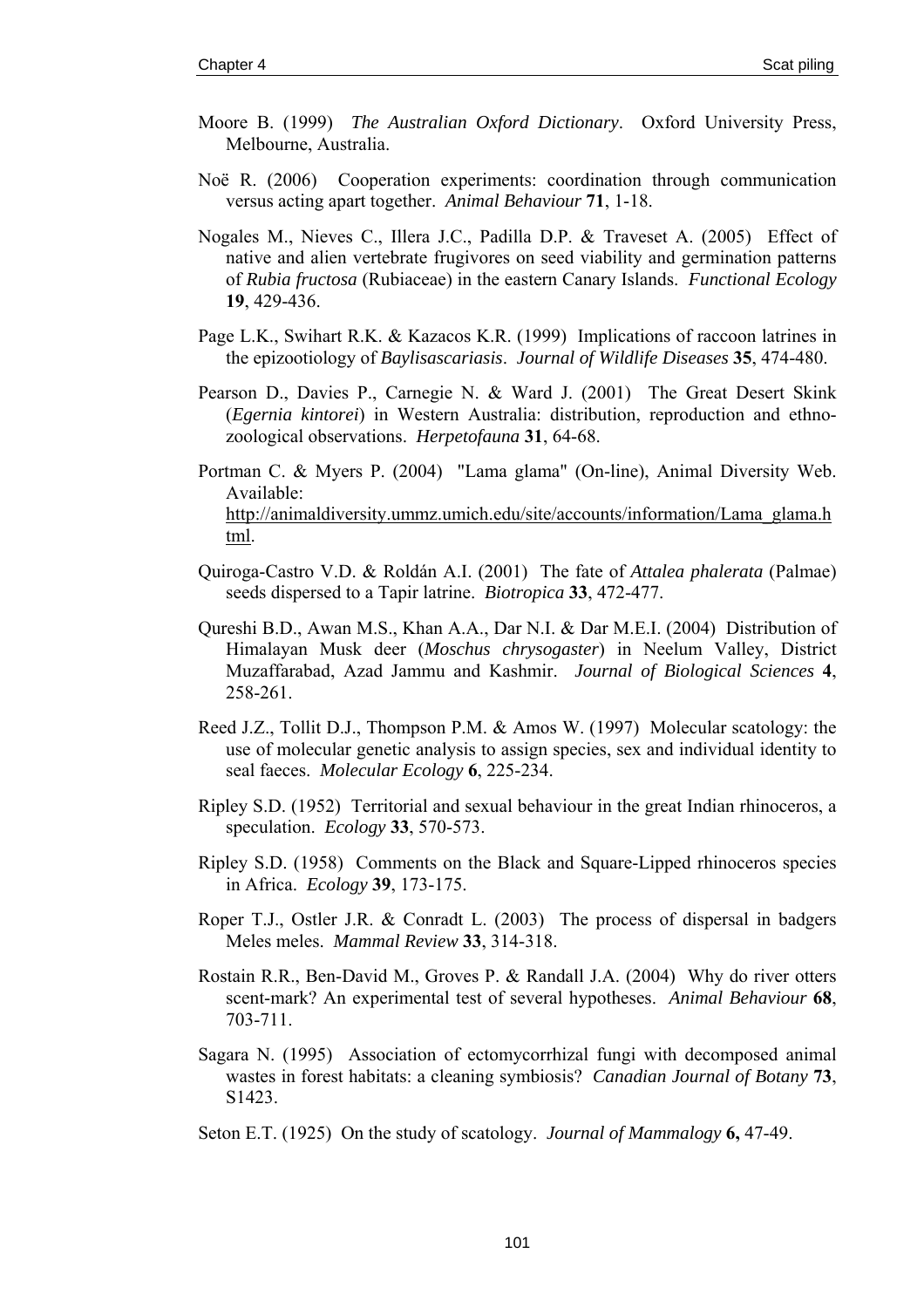Moore B. (1999) *The Australian Oxford Dictionary*. Oxford University Press, Melbourne, Australia.

Noë R. (2006) Cooperation experiments: coordination through communication versus acting apart together. *Animal Behaviour* **71**, 1-18.

Nogales M., Nieves C., Illera J.C., Padilla D.P. & Traveset A. (2005) Effect of native and alien vertebrate frugivores on seed viability and germination patterns of *Rubia fructosa* (Rubiaceae) in the eastern Canary Islands. *Functional Ecology* **19**, 429-436.

Page L.K., Swihart R.K. & Kazacos K.R. (1999) Implications of raccoon latrines in the epizootiology of *Baylisascariasis*. *Journal of Wildlife Diseases* **35**, 474-480.

Pearson D., Davies P., Carnegie N. & Ward J. (2001) The Great Desert Skink (*Egernia kintorei*) in Western Australia: distribution, reproduction and ethno-zoological observations. *Herpetofauna* **31**, 64-68.

Portman C. & Myers P. (2004) "Lama glama" (On-line), Animal Diversity Web. Available: http://animaldiversity.ummz.umich.edu/site/accounts/information/Lama_glama.html.

Quiroga-Castro V.D. & Roldán A.I. (2001) The fate of *Attalea phalerata* (Palmae) seeds dispersed to a Tapir latrine. *Biotropica* **33**, 472-477.

Qureshi B.D., Awan M.S., Khan A.A., Dar N.I. & Dar M.E.I. (2004) Distribution of Himalayan Musk deer (*Moschus chrysogaster*) in Neelum Valley, District Muzaffarabad, Azad Jammu and Kashmir. *Journal of Biological Sciences* **4**, 258-261.

Reed J.Z., Tollit D.J., Thompson P.M. & Amos W. (1997) Molecular scatology: the use of molecular genetic analysis to assign species, sex and individual identity to seal faeces. *Molecular Ecology* **6**, 225-234.

Ripley S.D. (1952) Territorial and sexual behaviour in the great Indian rhinoceros, a speculation. *Ecology* **33**, 570-573.

Ripley S.D. (1958) Comments on the Black and Square-Lipped rhinoceros species in Africa. *Ecology* **39**, 173-175.

Roper T.J., Ostler J.R. & Conradt L. (2003) The process of dispersal in badgers Meles meles. *Mammal Review* **33**, 314-318.

Rostain R.R., Ben-David M., Groves P. & Randall J.A. (2004) Why do river otters scent-mark? An experimental test of several hypotheses. *Animal Behaviour* **68**, 703-711.

Sagara N. (1995) Association of ectomycorrhizal fungi with decomposed animal wastes in forest habitats: a cleaning symbiosis? *Canadian Journal of Botany* **73**, S1423.

Seton E.T. (1925) On the study of scatology. *Journal of Mammalogy* **6,** 47-49.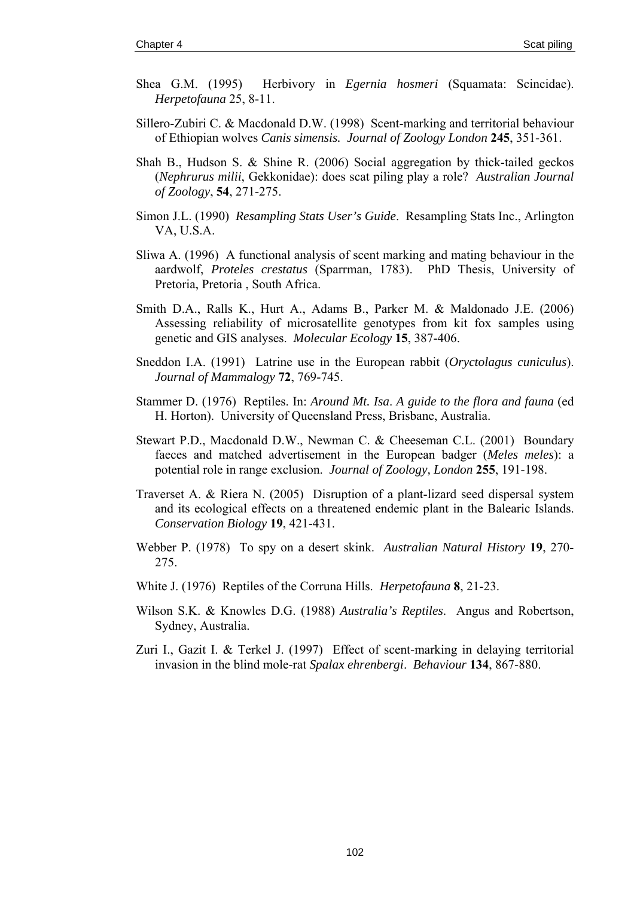Shea G.M. (1995) Herbivory in *Egernia hosmeri* (Squamata: Scincidae). *Herpetofauna* 25, 8-11.

Sillero-Zubiri C. & Macdonald D.W. (1998) Scent-marking and territorial behaviour of Ethiopian wolves *Canis simensis. Journal of Zoology London* **245**, 351-361.

Shah B., Hudson S. & Shine R. (2006) Social aggregation by thick-tailed geckos (*Nephrurus milii*, Gekkonidae): does scat piling play a role? *Australian Journal of Zoology*, **54**, 271-275.

Simon J.L. (1990) *Resampling Stats User's Guide*. Resampling Stats Inc., Arlington VA, U.S.A.

Sliwa A. (1996) A functional analysis of scent marking and mating behaviour in the aardwolf, *Proteles crestatus* (Sparrman, 1783). PhD Thesis, University of Pretoria, Pretoria , South Africa.

Smith D.A., Ralls K., Hurt A., Adams B., Parker M. & Maldonado J.E. (2006) Assessing reliability of microsatellite genotypes from kit fox samples using genetic and GIS analyses. *Molecular Ecology* **15**, 387-406.

Sneddon I.A. (1991) Latrine use in the European rabbit (*Oryctolagus cuniculus*). *Journal of Mammalogy* **72**, 769-745.

Stammer D. (1976) Reptiles. In: *Around Mt. Isa*. *A guide to the flora and fauna* (ed H. Horton). University of Queensland Press, Brisbane, Australia.

Stewart P.D., Macdonald D.W., Newman C. & Cheeseman C.L. (2001) Boundary faeces and matched advertisement in the European badger (*Meles meles*): a potential role in range exclusion. *Journal of Zoology, London* **255**, 191-198.

Traverset A. & Riera N. (2005) Disruption of a plant-lizard seed dispersal system and its ecological effects on a threatened endemic plant in the Balearic Islands. *Conservation Biology* **19**, 421-431.

Webber P. (1978) To spy on a desert skink. *Australian Natural History* **19**, 270-275.

White J. (1976) Reptiles of the Corruna Hills. *Herpetofauna* **8**, 21-23.

Wilson S.K. & Knowles D.G. (1988) *Australia's Reptiles*. Angus and Robertson, Sydney, Australia.

Zuri I., Gazit I. & Terkel J. (1997) Effect of scent-marking in delaying territorial invasion in the blind mole-rat *Spalax ehrenbergi*. *Behaviour* **134**, 867-880.